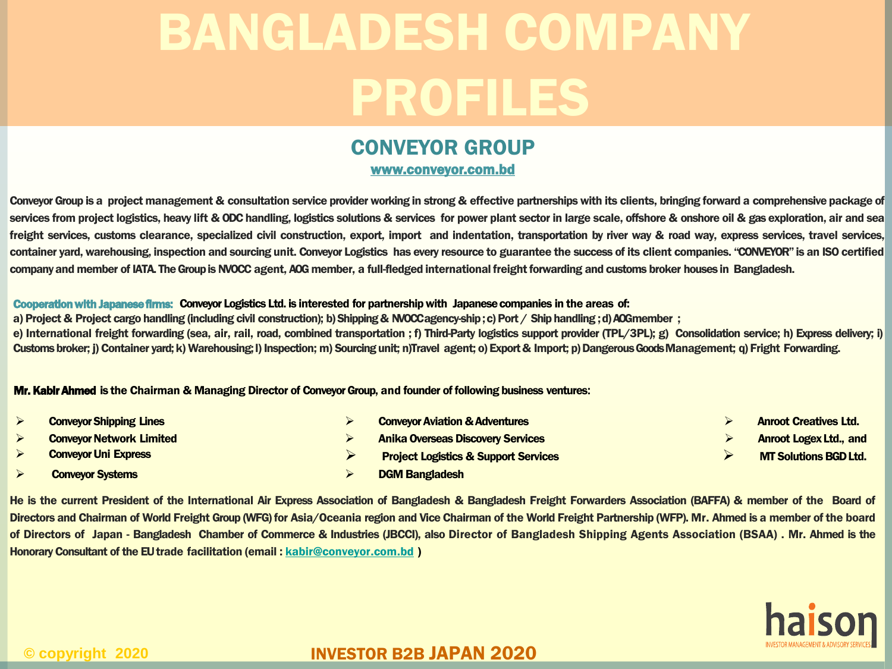# BANGLADESH COMPANY PROFILES

## CONVEYOR GROUP

www.conveyor.com.bd

Conveyor Group is a project management & consultation service provider working in strong & effective partnerships with its clients, bringing forward a comprehensive package of services from project logistics, heavy lift & ODC handling, logistics solutions & services for power plant sector in large scale, offshore & onshore oil & gas exploration, air and sea freight services, customs clearance, specialized civil construction, export, import and indentation, transportation by river way & road way, express services, travel services, container yard, warehousing, inspection and sourcing unit. Conveyor Logistics has every resource to guarantee the success of its client companies. "CONVEYOR" is an ISO certified company and member of IATA. The Group is NVOCC agent, AOG member, a full-fledged international freight forwarding and customs broker houses in Bangladesh.

**Cooperation with Japanese firms:** Conveyor Logistics Ltd. is interested for partnership with Japanese companies in the areas of:
a) Project & Project cargo handling (including civil construction); b) Shipping & NVOCC agency-ship ; c) Port / Ship handling ; d) AOG member ;
e) International freight forwarding (sea, air, rail, road, combined transportation ; f) Third-Party logistics support provider (TPL/3PL); g) Consolidation service; h) Express delivery; i) Customs broker; j) Container yard; k) Warehousing; l) Inspection; m) Sourcing unit; n)Travel agent; o) Export & Import; p) Dangerous Goods Management; q) Fright Forwarding.

**Mr. Kabir Ahmed** is the Chairman & Managing Director of Conveyor Group, and founder of following business ventures:

- Conveyor Shipping Lines
- Conveyor Network Limited
- Conveyor Uni Express
- Conveyor Systems
- Conveyor Aviation & Adventures
- Anika Overseas Discovery Services
- Project Logistics & Support Services
- DGM Bangladesh
- Anroot Creatives Ltd.
- Anroot Logex Ltd., and
- MT Solutions BGD Ltd.

He is the current President of the International Air Express Association of Bangladesh & Bangladesh Freight Forwarders Association (BAFFA) & member of the Board of Directors and Chairman of World Freight Group (WFG) for Asia/Oceania region and Vice Chairman of the World Freight Partnership (WFP). Mr. Ahmed is a member of the board of Directors of Japan - Bangladesh Chamber of Commerce & Industries (JBCCI), also Director of Bangladesh Shipping Agents Association (BSAA) . Mr. Ahmed is the Honorary Consultant of the EU trade facilitation (email : kabir@conveyor.com.bd )

© copyright 2020

INVESTOR B2B JAPAN 2020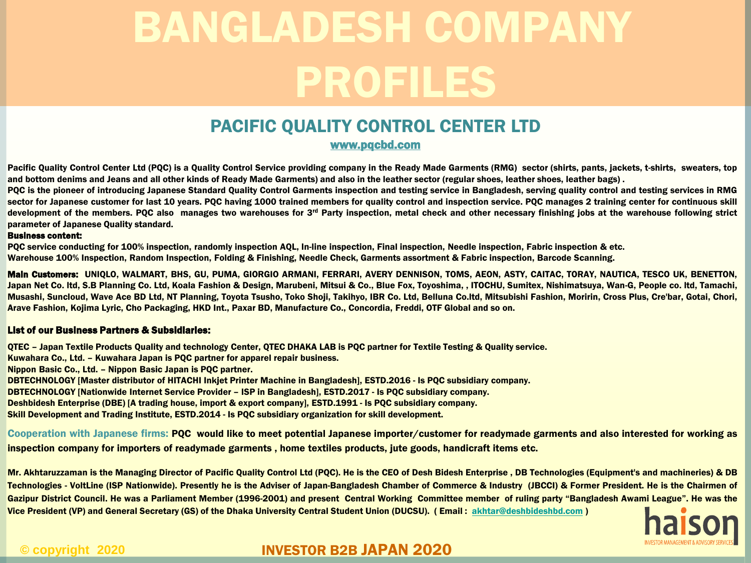# BANGLADESH COMPANY PROFILES

## PACIFIC QUALITY CONTROL CENTER LTD

www.pqcbd.com

**Pacific Quality Control Center Ltd (PQC) is a Quality Control Service providing company in the Ready Made Garments (RMG) sector (shirts, pants, jackets, t-shirts, sweaters, top and bottom denims and Jeans and all other kinds of Ready Made Garments) and also in the leather sector (regular shoes, leather shoes, leather bags) .**

**PQC is the pioneer of introducing Japanese Standard Quality Control Garments inspection and testing service in Bangladesh, serving quality control and testing services in RMG sector for Japanese customer for last 10 years. PQC having 1000 trained members for quality control and inspection service. PQC manages 2 training center for continuous skill development of the members. PQC also manages two warehouses for 3rd Party inspection, metal check and other necessary finishing jobs at the warehouse following strict parameter of Japanese Quality standard.**

**Business content:**

**PQC service conducting for 100% inspection, randomly inspection AQL, In-line inspection, Final inspection, Needle inspection, Fabric inspection & etc.**
**Warehouse 100% Inspection, Random Inspection, Folding & Finishing, Needle Check, Garments assortment & Fabric inspection, Barcode Scanning.**

**Main Customers:** **UNIQLO, WALMART, BHS, GU, PUMA, GIORGIO ARMANI, FERRARI, AVERY DENNISON, TOMS, AEON, ASTY, CAITAC, TORAY, NAUTICA, TESCO UK, BENETTON, Japan Net Co. ltd, S.B Planning Co. Ltd, Koala Fashion & Design, Marubeni, Mitsui & Co., Blue Fox, Toyoshima, , ITOCHU, Sumitex, Nishimatsuya, Wan-G, People co. ltd, Tamachi, Musashi, Suncloud, Wave Ace BD Ltd, NT Planning, Toyota Tsusho, Toko Shoji, Takihyo, IBR Co. Ltd, Belluna Co.ltd, Mitsubishi Fashion, Moririn, Cross Plus, Cre'bar, Gotai, Chori, Arave Fashion, Kojima Lyric, Cho Packaging, HKD Int., Paxar BD, Manufacture Co., Concordia, Freddi, OTF Global and so on.**

**List of our Business Partners & Subsidiaries:**

**QTEC – Japan Textile Products Quality and technology Center, QTEC DHAKA LAB is PQC partner for Textile Testing & Quality service.**
**Kuwahara Co., Ltd. – Kuwahara Japan is PQC partner for apparel repair business.**
**Nippon Basic Co., Ltd. – Nippon Basic Japan is PQC partner.**
**DBTECHNOLOGY [Master distributor of HITACHI Inkjet Printer Machine in Bangladesh], ESTD.2016 - Is PQC subsidiary company.**
**DBTECHNOLOGY [Nationwide Internet Service Provider – ISP in Bangladesh], ESTD.2017 - Is PQC subsidiary company.**
**Deshbidesh Enterprise (DBE) [A trading house, import & export company], ESTD.1991 - Is PQC subsidiary company.**
**Skill Development and Trading Institute, ESTD.2014 - Is PQC subsidiary organization for skill development.**

**Cooperation with Japanese firms:** **PQC would like to meet potential Japanese importer/customer for readymade garments and also interested for working as inspection company for importers of readymade garments , home textiles products, jute goods, handicraft items etc.**

**Mr. Akhtaruzzaman is the Managing Director of Pacific Quality Control Ltd (PQC). He is the CEO of Desh Bidesh Enterprise , DB Technologies (Equipment's and machineries) & DB Technologies - VoltLine (ISP Nationwide). Presently he is the Adviser of Japan-Bangladesh Chamber of Commerce & Industry (JBCCI) & Former President. He is the Chairmen of Gazipur District Council. He was a Parliament Member (1996-2001) and present Central Working Committee member of ruling party "Bangladesh Awami League". He was the Vice President (VP) and General Secretary (GS) of the Dhaka University Central Student Union (DUCSU). ( Email : akhtar@deshbideshbd.com )**

haison
INVESTOR MANAGEMENT & ADVISORY SERVICES

© copyright 2020

INVESTOR B2B JAPAN 2020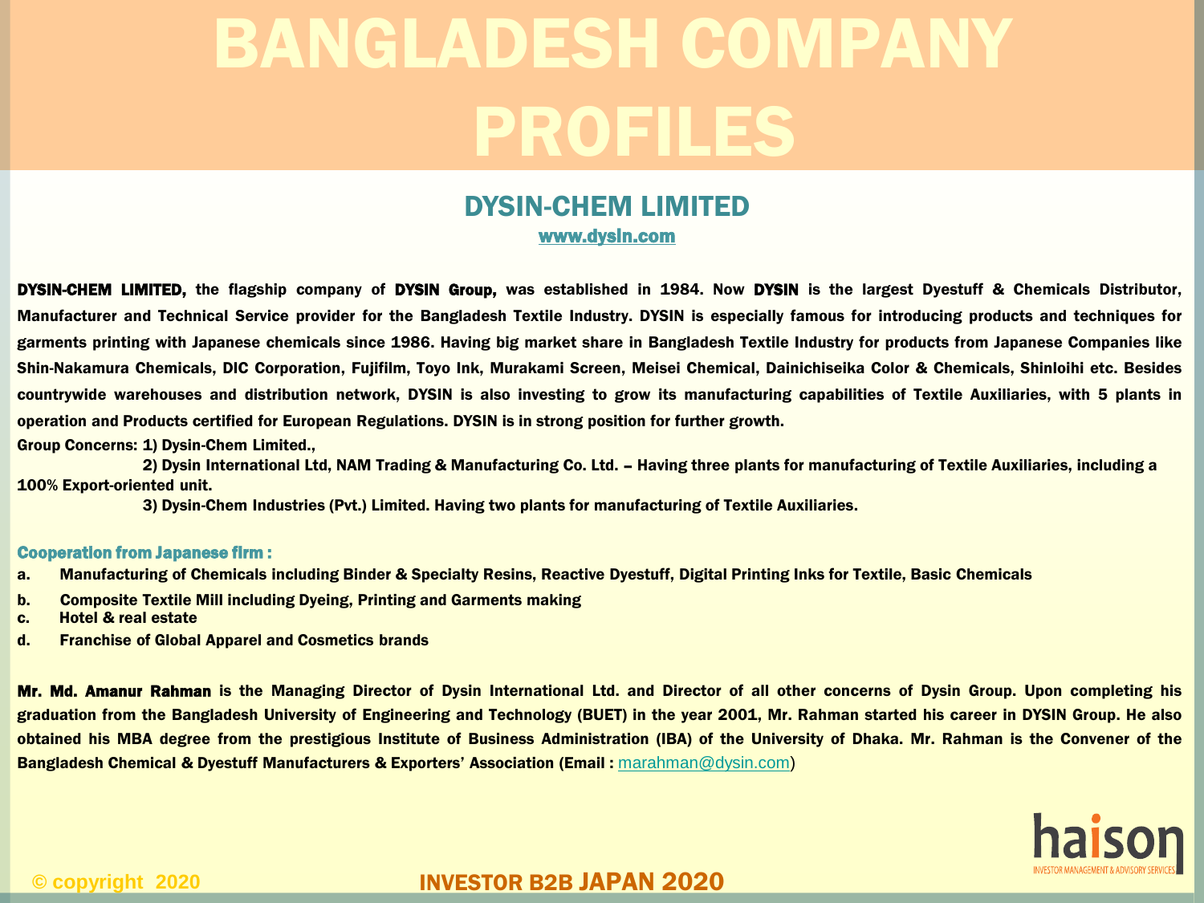# BANGLADESH COMPANY PROFILES

## DYSIN-CHEM LIMITED

www.dysin.com

**DYSIN-CHEM LIMITED,** the flagship company of **DYSIN Group,** was established in 1984. Now **DYSIN** is the largest Dyestuff & Chemicals Distributor, Manufacturer and Technical Service provider for the Bangladesh Textile Industry. DYSIN is especially famous for introducing products and techniques for garments printing with Japanese chemicals since 1986. Having big market share in Bangladesh Textile Industry for products from Japanese Companies like Shin-Nakamura Chemicals, DIC Corporation, Fujifilm, Toyo Ink, Murakami Screen, Meisei Chemical, Dainichiseika Color & Chemicals, Shinloihi etc. Besides countrywide warehouses and distribution network, DYSIN is also investing to grow its manufacturing capabilities of Textile Auxiliaries, with 5 plants in operation and Products certified for European Regulations. DYSIN is in strong position for further growth.

Group Concerns: 1) Dysin-Chem Limited.,

2) Dysin International Ltd, NAM Trading & Manufacturing Co. Ltd. – Having three plants for manufacturing of Textile Auxiliaries, including a 100% Export-oriented unit.

3) Dysin-Chem Industries (Pvt.) Limited. Having two plants for manufacturing of Textile Auxiliaries.

### Cooperation from Japanese firm :

a. Manufacturing of Chemicals including Binder & Specialty Resins, Reactive Dyestuff, Digital Printing Inks for Textile, Basic Chemicals
b. Composite Textile Mill including Dyeing, Printing and Garments making
c. Hotel & real estate
d. Franchise of Global Apparel and Cosmetics brands

**Mr. Md. Amanur Rahman** is the Managing Director of Dysin International Ltd. and Director of all other concerns of Dysin Group. Upon completing his graduation from the Bangladesh University of Engineering and Technology (BUET) in the year 2001, Mr. Rahman started his career in DYSIN Group. He also obtained his MBA degree from the prestigious Institute of Business Administration (IBA) of the University of Dhaka. Mr. Rahman is the Convener of the Bangladesh Chemical & Dyestuff Manufacturers & Exporters' Association (Email : marahman@dysin.com)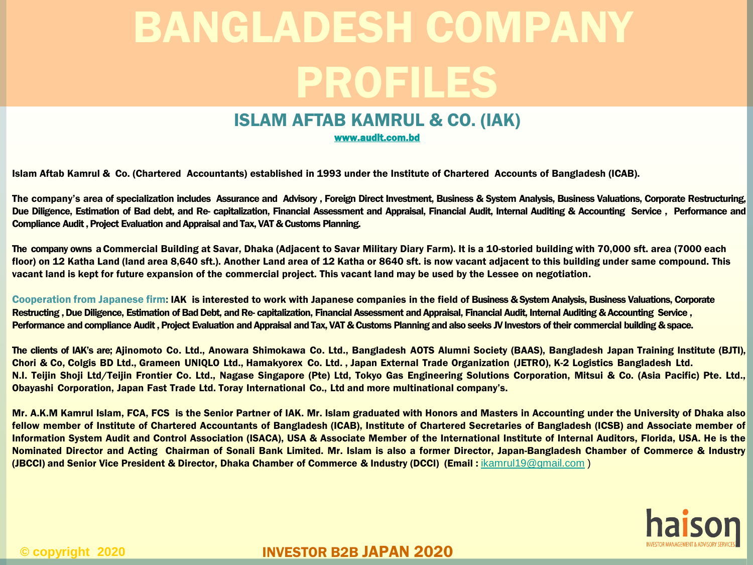# BANGLADESH COMPANY PROFILES

## ISLAM AFTAB KAMRUL & CO. (IAK)

www.audit.com.bd

Islam Aftab Kamrul & Co. (Chartered Accountants) established in 1993 under the Institute of Chartered Accounts of Bangladesh (ICAB).

The company's area of specialization includes Assurance and Advisory , Foreign Direct Investment, Business & System Analysis, Business Valuations, Corporate Restructuring, Due Diligence, Estimation of Bad debt, and Re- capitalization, Financial Assessment and Appraisal, Financial Audit, Internal Auditing & Accounting Service , Performance and Compliance Audit , Project Evaluation and Appraisal and Tax, VAT & Customs Planning.

The company owns a Commercial Building at Savar, Dhaka (Adjacent to Savar Military Diary Farm). It is a 10-storied building with 70,000 sft. area (7000 each floor) on 12 Katha Land (land area 8,640 sft.). Another Land area of 12 Katha or 8640 sft. is now vacant adjacent to this building under same compound. This vacant land is kept for future expansion of the commercial project. This vacant land may be used by the Lessee on negotiation.

**Cooperation from Japanese firm**: IAK is interested to work with Japanese companies in the field of Business & System Analysis, Business Valuations, Corporate Restructing , Due Diligence, Estimation of Bad Debt, and Re- capitalization, Financial Assessment and Appraisal, Financial Audit, Internal Auditing & Accounting Service , Performance and compliance Audit , Project Evaluation and Appraisal and Tax, VAT & Customs Planning and also seeks JV Investors of their commercial building & space.

The clients of IAK's are; Ajinomoto Co. Ltd., Anowara Shimokawa Co. Ltd., Bangladesh AOTS Alumni Society (BAAS), Bangladesh Japan Training Institute (BJTI), Chori & Co, Colgis BD Ltd., Grameen UNIQLO Ltd., Hamakyorex Co. Ltd. , Japan External Trade Organization (JETRO), K-2 Logistics Bangladesh Ltd. N.I. Teijin Shoji Ltd/Teijin Frontier Co. Ltd., Nagase Singapore (Pte) Ltd, Tokyo Gas Engineering Solutions Corporation, Mitsui & Co. (Asia Pacific) Pte. Ltd., Obayashi Corporation, Japan Fast Trade Ltd. Toray International Co., Ltd and more multinational company's.

Mr. A.K.M Kamrul Islam, FCA, FCS is the Senior Partner of IAK. Mr. Islam graduated with Honors and Masters in Accounting under the University of Dhaka also fellow member of Institute of Chartered Accountants of Bangladesh (ICAB), Institute of Chartered Secretaries of Bangladesh (ICSB) and Associate member of Information System Audit and Control Association (ISACA), USA & Associate Member of the International Institute of Internal Auditors, Florida, USA. He is the Nominated Director and Acting Chairman of Sonali Bank Limited. Mr. Islam is also a former Director, Japan-Bangladesh Chamber of Commerce & Industry (JBCCI) and Senior Vice President & Director, Dhaka Chamber of Commerce & Industry (DCCI) (Email : ikamrul19@gmail.com )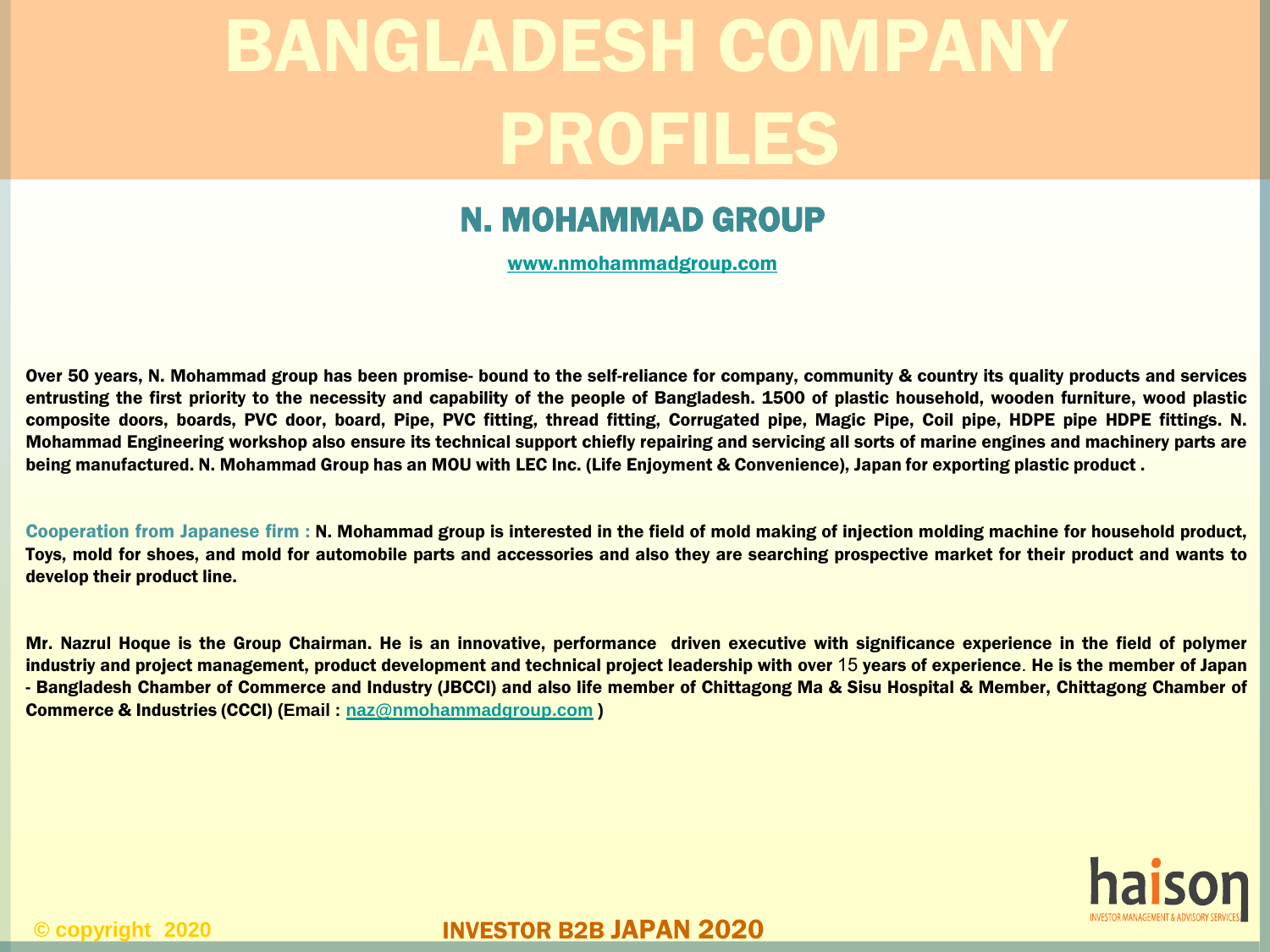# BANGLADESH COMPANY PROFILES

## N. MOHAMMAD GROUP

www.nmohammadgroup.com

**Over 50 years, N. Mohammad group has been promise- bound to the self-reliance for company, community & country its quality products and services entrusting the first priority to the necessity and capability of the people of Bangladesh. 1500 of plastic household, wooden furniture, wood plastic composite doors, boards, PVC door, board, Pipe, PVC fitting, thread fitting, Corrugated pipe, Magic Pipe, Coil pipe, HDPE pipe HDPE fittings. N. Mohammad Engineering workshop also ensure its technical support chiefly repairing and servicing all sorts of marine engines and machinery parts are being manufactured. N. Mohammad Group has an MOU with LEC Inc. (Life Enjoyment & Convenience), Japan for exporting plastic product .**

**Cooperation from Japanese firm : N. Mohammad group is interested in the field of mold making of injection molding machine for household product, Toys, mold for shoes, and mold for automobile parts and accessories and also they are searching prospective market for their product and wants to develop their product line.**

**Mr. Nazrul Hoque is the Group Chairman. He is an innovative, performance driven executive with significance experience in the field of polymer industriy and project management, product development and technical project leadership with over 15 years of experience. He is the member of Japan - Bangladesh Chamber of Commerce and Industry (JBCCI) and also life member of Chittagong Ma & Sisu Hospital & Member, Chittagong Chamber of Commerce & Industries (CCCI) (Email : naz@nmohammadgroup.com )**

haison INVESTOR MANAGEMENT & ADVISORY SERVICES

© copyright 2020

INVESTOR B2B JAPAN 2020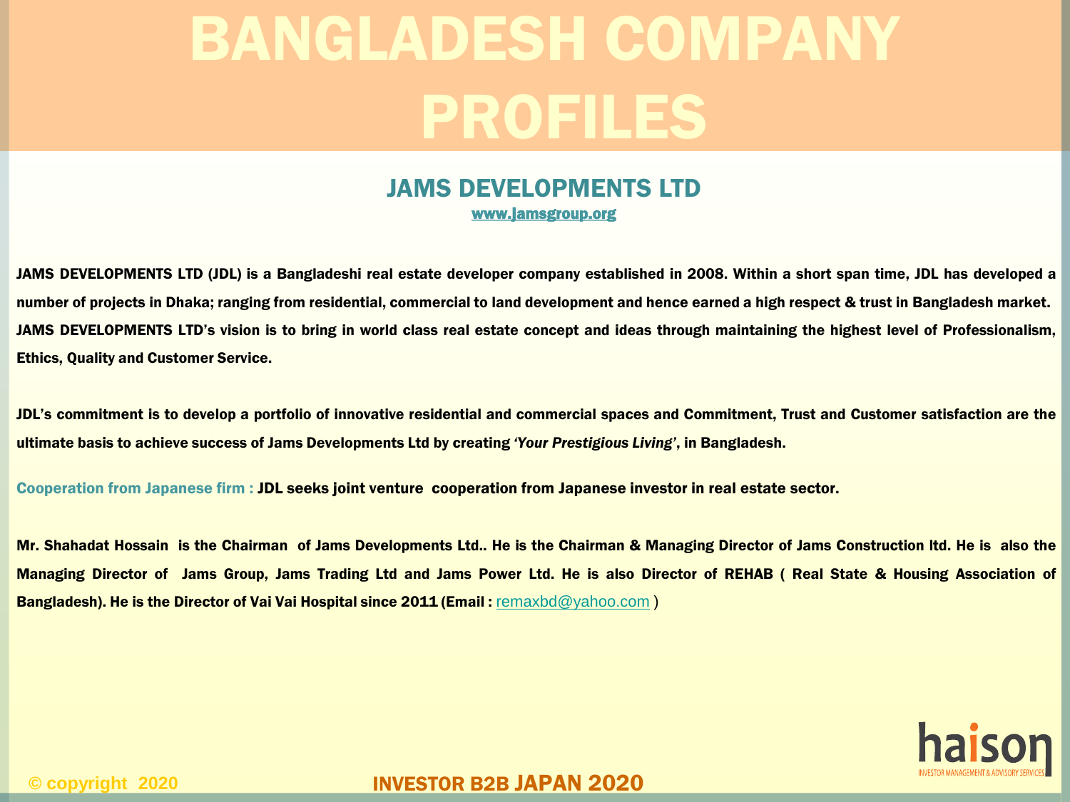# BANGLADESH COMPANY PROFILES

## JAMS DEVELOPMENTS LTD

www.jamsgroup.org

JAMS DEVELOPMENTS LTD (JDL) is a Bangladeshi real estate developer company established in 2008. Within a short span time, JDL has developed a number of projects in Dhaka; ranging from residential, commercial to land development and hence earned a high respect & trust in Bangladesh market. JAMS DEVELOPMENTS LTD's vision is to bring in world class real estate concept and ideas through maintaining the highest level of Professionalism, Ethics, Quality and Customer Service.

JDL's commitment is to develop a portfolio of innovative residential and commercial spaces and Commitment, Trust and Customer satisfaction are the ultimate basis to achieve success of Jams Developments Ltd by creating *'Your Prestigious Living'*, in Bangladesh.

**Cooperation from Japanese firm :** JDL seeks joint venture cooperation from Japanese investor in real estate sector.

Mr. Shahadat Hossain is the Chairman of Jams Developments Ltd.. He is the Chairman & Managing Director of Jams Construction ltd. He is also the Managing Director of Jams Group, Jams Trading Ltd and Jams Power Ltd. He is also Director of REHAB ( Real State & Housing Association of Bangladesh). He is the Director of Vai Vai Hospital since 2011 (Email : remaxbd@yahoo.com )

© copyright 2020

INVESTOR B2B JAPAN 2020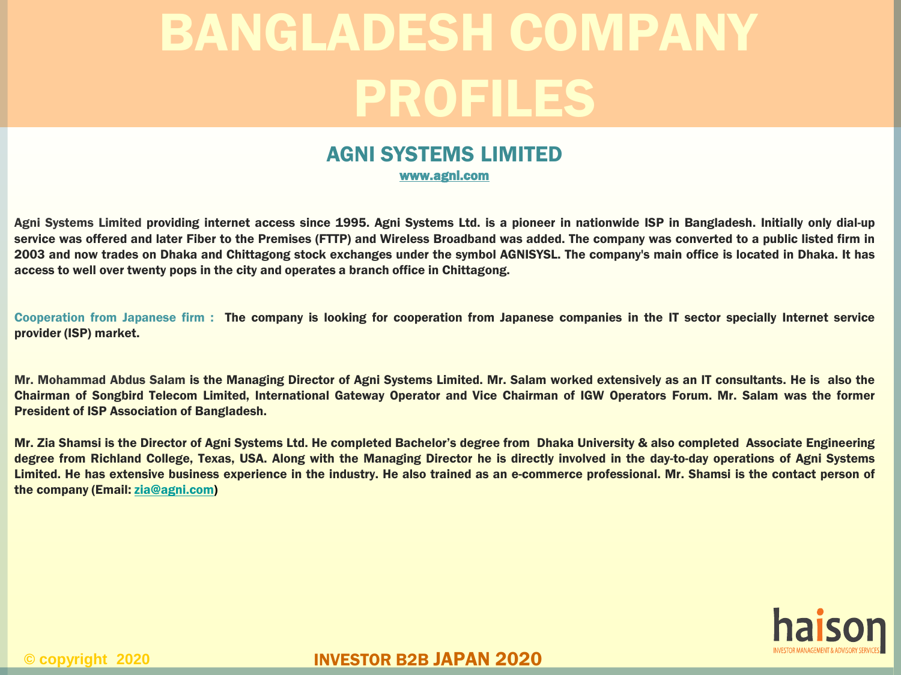# BANGLADESH COMPANY PROFILES

## AGNI SYSTEMS LIMITED

www.agni.com

**Agni Systems Limited providing internet access since 1995. Agni Systems Ltd. is a pioneer in nationwide ISP in Bangladesh. Initially only dial-up service was offered and later Fiber to the Premises (FTTP) and Wireless Broadband was added. The company was converted to a public listed firm in 2003 and now trades on Dhaka and Chittagong stock exchanges under the symbol AGNISYSL. The company's main office is located in Dhaka. It has access to well over twenty pops in the city and operates a branch office in Chittagong.**

**Cooperation from Japanese firm : The company is looking for cooperation from Japanese companies in the IT sector specially Internet service provider (ISP) market.**

**Mr. Mohammad Abdus Salam is the Managing Director of Agni Systems Limited. Mr. Salam worked extensively as an IT consultants. He is also the Chairman of Songbird Telecom Limited, International Gateway Operator and Vice Chairman of IGW Operators Forum. Mr. Salam was the former President of ISP Association of Bangladesh.**

**Mr. Zia Shamsi is the Director of Agni Systems Ltd. He completed Bachelor's degree from Dhaka University & also completed Associate Engineering degree from Richland College, Texas, USA. Along with the Managing Director he is directly involved in the day-to-day operations of Agni Systems Limited. He has extensive business experience in the industry. He also trained as an e-commerce professional. Mr. Shamsi is the contact person of the company (Email: zia@agni.com)**

haison INVESTOR MANAGEMENT & ADVISORY SERVICES

© copyright 2020

INVESTOR B2B JAPAN 2020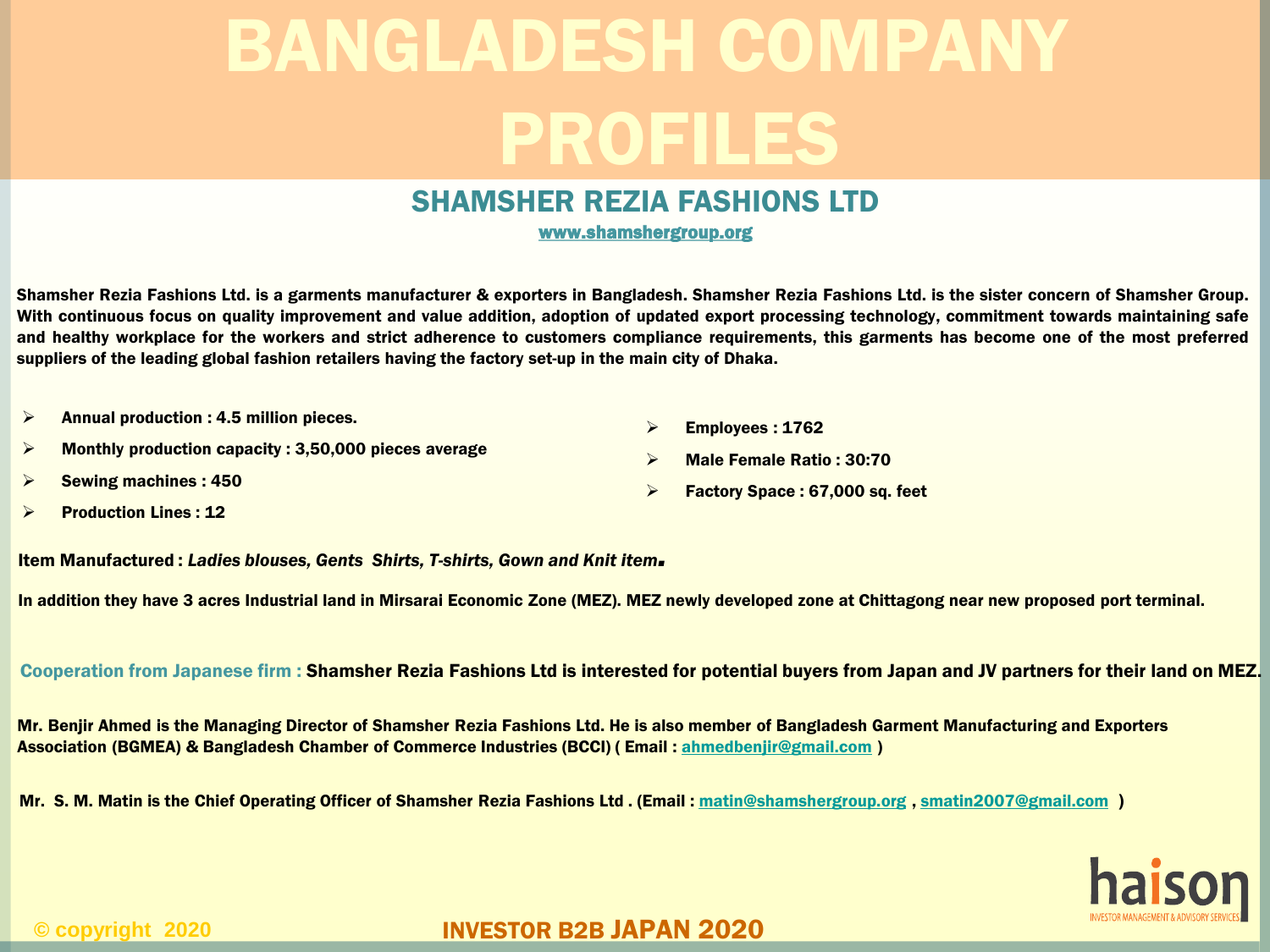# BANGLADESH COMPANY PROFILES

## SHAMSHER REZIA FASHIONS LTD

www.shamshergroup.org

**Shamsher Rezia Fashions Ltd. is a garments manufacturer & exporters in Bangladesh. Shamsher Rezia Fashions Ltd. is the sister concern of Shamsher Group. With continuous focus on quality improvement and value addition, adoption of updated export processing technology, commitment towards maintaining safe and healthy workplace for the workers and strict adherence to customers compliance requirements, this garments has become one of the most preferred suppliers of the leading global fashion retailers having the factory set-up in the main city of Dhaka.**

- **Annual production : 4.5 million pieces.**
- **Monthly production capacity : 3,50,000 pieces average**
- **Sewing machines : 450**
- **Production Lines : 12**
- **Employees : 1762**
- **Male Female Ratio : 30:70**
- **Factory Space : 67,000 sq. feet**

**Item Manufactured :** ***Ladies blouses, Gents Shirts, T-shirts, Gown and Knit item.***

**In addition they have 3 acres Industrial land in Mirsarai Economic Zone (MEZ). MEZ newly developed zone at Chittagong near new proposed port terminal.**

**Cooperation from Japanese firm :** **Shamsher Rezia Fashions Ltd is interested for potential buyers from Japan and JV partners for their land on MEZ.**

**Mr. Benjir Ahmed is the Managing Director of Shamsher Rezia Fashions Ltd. He is also member of Bangladesh Garment Manufacturing and Exporters Association (BGMEA) & Bangladesh Chamber of Commerce Industries (BCCI) ( Email : ahmedbenjir@gmail.com )**

**Mr. S. M. Matin is the Chief Operating Officer of Shamsher Rezia Fashions Ltd . (Email : matin@shamshergroup.org , smatin2007@gmail.com )**

haison
INVESTOR MANAGEMENT & ADVISORY SERVICES

© copyright 2020

INVESTOR B2B JAPAN 2020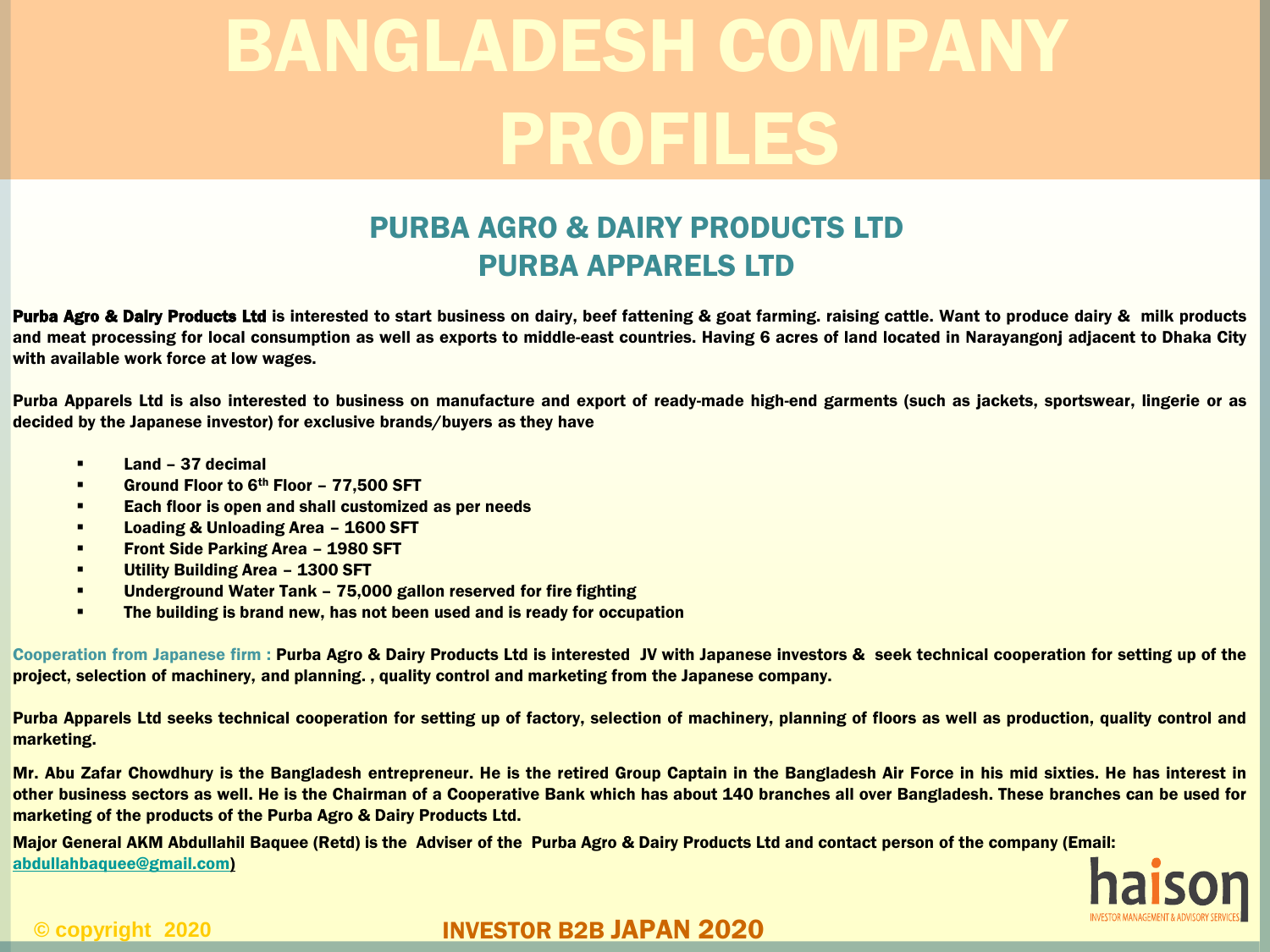# BANGLADESH COMPANY PROFILES

## PURBA AGRO & DAIRY PRODUCTS LTD
## PURBA APPARELS LTD

**Purba Agro & Dairy Products Ltd** is interested to start business on dairy, beef fattening & goat farming. raising cattle. Want to produce dairy & milk products and meat processing for local consumption as well as exports to middle-east countries. Having 6 acres of land located in Narayangonj adjacent to Dhaka City with available work force at low wages.

Purba Apparels Ltd is also interested to business on manufacture and export of ready-made high-end garments (such as jackets, sportswear, lingerie or as decided by the Japanese investor) for exclusive brands/buyers as they have

- Land – 37 decimal
- Ground Floor to 6th Floor – 77,500 SFT
- Each floor is open and shall customized as per needs
- Loading & Unloading Area – 1600 SFT
- Front Side Parking Area – 1980 SFT
- Utility Building Area – 1300 SFT
- Underground Water Tank – 75,000 gallon reserved for fire fighting
- The building is brand new, has not been used and is ready for occupation

**Cooperation from Japanese firm :** Purba Agro & Dairy Products Ltd is interested JV with Japanese investors & seek technical cooperation for setting up of the project, selection of machinery, and planning. , quality control and marketing from the Japanese company.

Purba Apparels Ltd seeks technical cooperation for setting up of factory, selection of machinery, planning of floors as well as production, quality control and marketing.

Mr. Abu Zafar Chowdhury is the Bangladesh entrepreneur. He is the retired Group Captain in the Bangladesh Air Force in his mid sixties. He has interest in other business sectors as well. He is the Chairman of a Cooperative Bank which has about 140 branches all over Bangladesh. These branches can be used for marketing of the products of the Purba Agro & Dairy Products Ltd.

Major General AKM Abdullahil Baquee (Retd) is the Adviser of the Purba Agro & Dairy Products Ltd and contact person of the company (Email: abdullahbaquee@gmail.com)

haison INVESTOR MANAGEMENT & ADVISORY SERVICES

© copyright 2020

INVESTOR B2B JAPAN 2020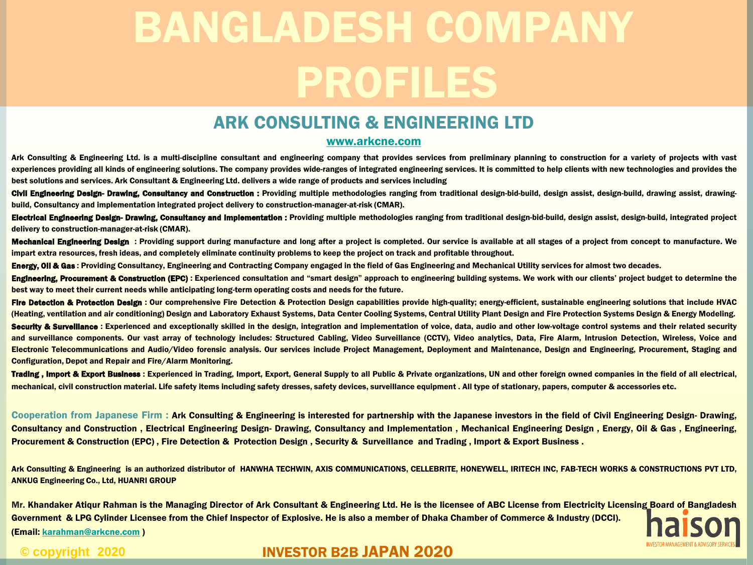# BANGLADESH COMPANY PROFILES

## ARK CONSULTING & ENGINEERING LTD

www.arkcne.com

Ark Consulting & Engineering Ltd. is a multi-discipline consultant and engineering company that provides services from preliminary planning to construction for a variety of projects with vast experiences providing all kinds of engineering solutions. The company provides wide-ranges of integrated engineering services. It is committed to help clients with new technologies and provides the best solutions and services. Ark Consultant & Engineering Ltd. delivers a wide range of products and services including

**Civil Engineering Design- Drawing, Consultancy and Construction :** Providing multiple methodologies ranging from traditional design-bid-build, design assist, design-build, drawing assist, drawing-build, Consultancy and implementation integrated project delivery to construction-manager-at-risk (CMAR).

**Electrical Engineering Design- Drawing, Consultancy and Implementation :** Providing multiple methodologies ranging from traditional design-bid-build, design assist, design-build, integrated project delivery to construction-manager-at-risk (CMAR).

**Mechanical Engineering Design :** Providing support during manufacture and long after a project is completed. Our service is available at all stages of a project from concept to manufacture. We impart extra resources, fresh ideas, and completely eliminate continuity problems to keep the project on track and profitable throughout.

**Energy, Oil & Gas :** Providing Consultancy, Engineering and Contracting Company engaged in the field of Gas Engineering and Mechanical Utility services for almost two decades.

**Engineering, Procurement & Construction (EPC) :** Experienced consultation and "smart design" approach to engineering building systems. We work with our clients' project budget to determine the best way to meet their current needs while anticipating long-term operating costs and needs for the future.

**Fire Detection & Protection Design :** Our comprehensive Fire Detection & Protection Design capabilities provide high-quality; energy-efficient, sustainable engineering solutions that include HVAC (Heating, ventilation and air conditioning) Design and Laboratory Exhaust Systems, Data Center Cooling Systems, Central Utility Plant Design and Fire Protection Systems Design & Energy Modeling.

**Security & Surveillance :** Experienced and exceptionally skilled in the design, integration and implementation of voice, data, audio and other low-voltage control systems and their related security and surveillance components. Our vast array of technology includes: Structured Cabling, Video Surveillance (CCTV), Video analytics, Data, Fire Alarm, Intrusion Detection, Wireless, Voice and Electronic Telecommunications and Audio/Video forensic analysis. Our services include Project Management, Deployment and Maintenance, Design and Engineering, Procurement, Staging and Configuration, Depot and Repair and Fire/Alarm Monitoring.

**Trading , Import & Export Business :** Experienced in Trading, Import, Export, General Supply to all Public & Private organizations, UN and other foreign owned companies in the field of all electrical, mechanical, civil construction material. Life safety items including safety dresses, safety devices, surveillance equipment . All type of stationary, papers, computer & accessories etc.

**Cooperation from Japanese Firm :** Ark Consulting & Engineering is interested for partnership with the Japanese investors in the field of Civil Engineering Design- Drawing, Consultancy and Construction , Electrical Engineering Design- Drawing, Consultancy and Implementation , Mechanical Engineering Design , Energy, Oil & Gas , Engineering, Procurement & Construction (EPC) , Fire Detection & Protection Design , Security & Surveillance and Trading , Import & Export Business .

Ark Consulting & Engineering is an authorized distributor of HANWHA TECHWIN, AXIS COMMUNICATIONS, CELLEBRITE, HONEYWELL, IRITECH INC, FAB-TECH WORKS & CONSTRUCTIONS PVT LTD, ANKUG Engineering Co., Ltd, HUANRI GROUP

Mr. Khandaker Atiqur Rahman is the Managing Director of Ark Consultant & Engineering Ltd. He is the licensee of ABC License from Electricity Licensing Board of Bangladesh Government & LPG Cylinder Licensee from the Chief Inspector of Explosive. He is also a member of Dhaka Chamber of Commerce & Industry (DCCI).

(Email: karahman@arkcne.com )

© copyright 2020

INVESTOR B2B JAPAN 2020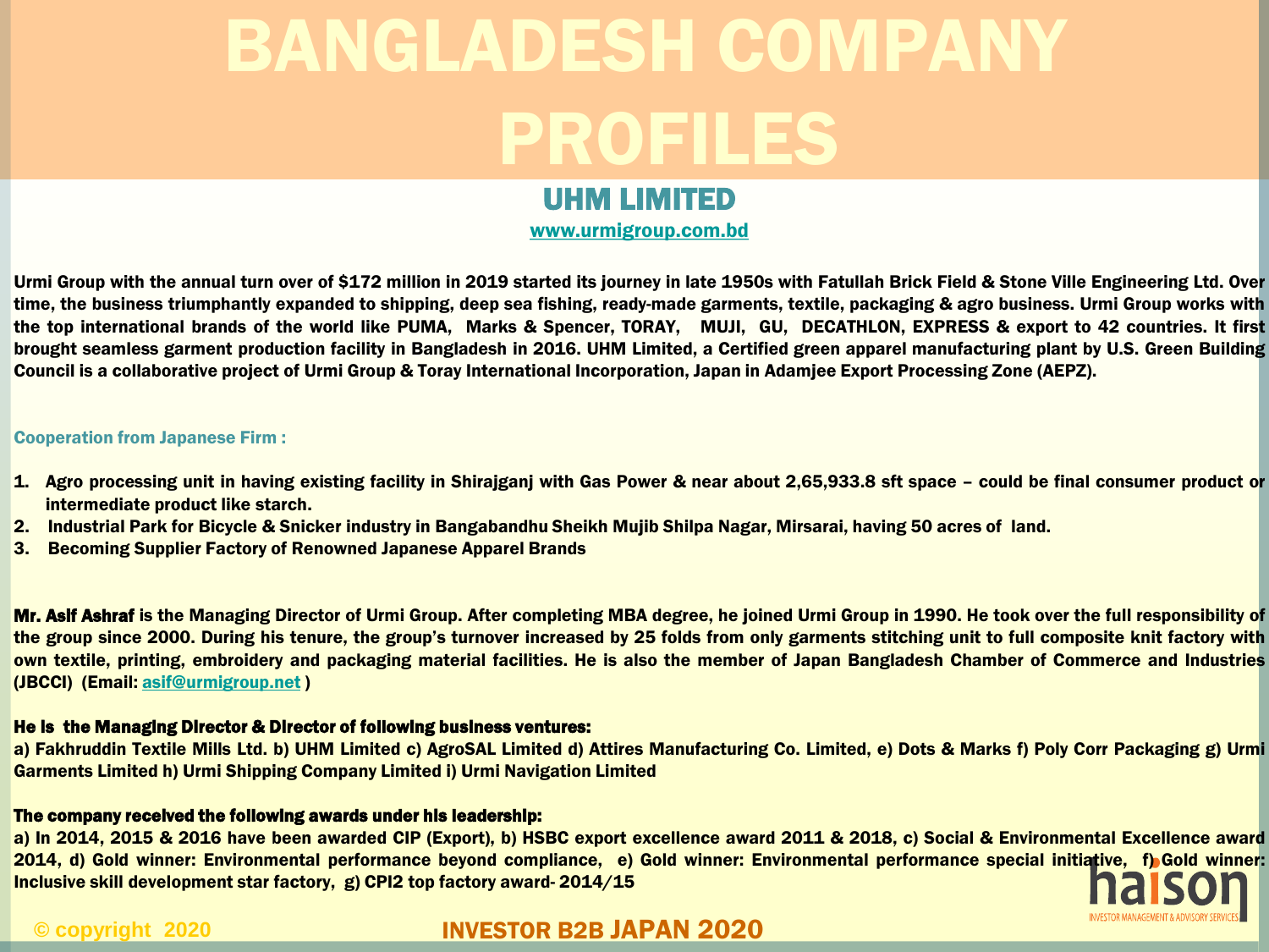# BANGLADESH COMPANY PROFILES

## UHM LIMITED

www.urmigroup.com.bd

**Urmi Group with the annual turn over of $172 million in 2019 started its journey in late 1950s with Fatullah Brick Field & Stone Ville Engineering Ltd. Over time, the business triumphantly expanded to shipping, deep sea fishing, ready-made garments, textile, packaging & agro business. Urmi Group works with the top international brands of the world like PUMA, Marks & Spencer, TORAY, MUJI, GU, DECATHLON, EXPRESS & export to 42 countries. It first brought seamless garment production facility in Bangladesh in 2016. UHM Limited, a Certified green apparel manufacturing plant by U.S. Green Building Council is a collaborative project of Urmi Group & Toray International Incorporation, Japan in Adamjee Export Processing Zone (AEPZ).**

**Cooperation from Japanese Firm :**

1. **Agro processing unit in having existing facility in Shirajganj with Gas Power & near about 2,65,933.8 sft space – could be final consumer product or intermediate product like starch.**
2. **Industrial Park for Bicycle & Snicker industry in Bangabandhu Sheikh Mujib Shilpa Nagar, Mirsarai, having 50 acres of land.**
3. **Becoming Supplier Factory of Renowned Japanese Apparel Brands**

**Mr. Asif Ashraf is the Managing Director of Urmi Group. After completing MBA degree, he joined Urmi Group in 1990. He took over the full responsibility of the group since 2000. During his tenure, the group's turnover increased by 25 folds from only garments stitching unit to full composite knit factory with own textile, printing, embroidery and packaging material facilities. He is also the member of Japan Bangladesh Chamber of Commerce and Industries (JBCCI) (Email: asif@urmigroup.net )**

**He is the Managing Director & Director of following business ventures:**

**a) Fakhruddin Textile Mills Ltd. b) UHM Limited c) AgroSAL Limited d) Attires Manufacturing Co. Limited, e) Dots & Marks f) Poly Corr Packaging g) Urmi Garments Limited h) Urmi Shipping Company Limited i) Urmi Navigation Limited**

**The company received the following awards under his leadership:**

**a) In 2014, 2015 & 2016 have been awarded CIP (Export), b) HSBC export excellence award 2011 & 2018, c) Social & Environmental Excellence award 2014, d) Gold winner: Environmental performance beyond compliance, e) Gold winner: Environmental performance special initiative, f) Gold winner: Inclusive skill development star factory, g) CPI2 top factory award- 2014/15**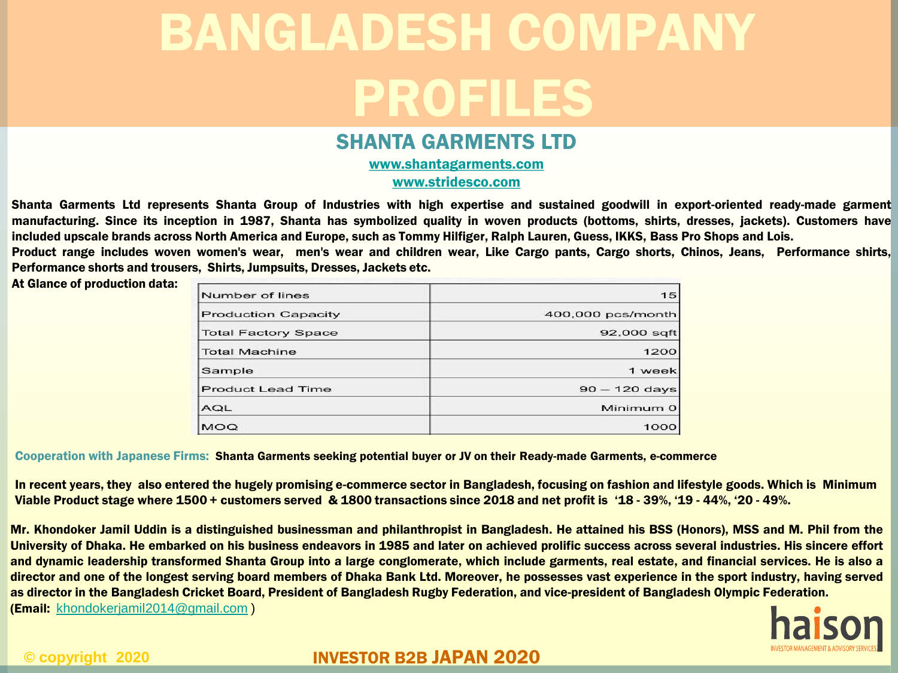# BANGLADESH COMPANY PROFILES

## SHANTA GARMENTS LTD

www.shantagarments.com

www.stridesco.com

**Shanta Garments Ltd represents Shanta Group of Industries with high expertise and sustained goodwill in export-oriented ready-made garment manufacturing. Since its inception in 1987, Shanta has symbolized quality in woven products (bottoms, shirts, dresses, jackets). Customers have included upscale brands across North America and Europe, such as Tommy Hilfiger, Ralph Lauren, Guess, IKKS, Bass Pro Shops and Lois.**

**Product range includes woven women's wear, men's wear and children wear, Like Cargo pants, Cargo shorts, Chinos, Jeans, Performance shirts, Performance shorts and trousers, Shirts, Jumpsuits, Dresses, Jackets etc.**

**At Glance of production data:**

| | |
|---|---|
| Number of lines | 15 |
| Production Capacity | 400,000 pcs/month |
| Total Factory Space | 92,000 sqft |
| Total Machine | 1200 |
| Sample | 1 week |
| Product Lead Time | 90 – 120 days |
| AQL | Minimum 0 |
| MOQ | 1000 |

**Cooperation with Japanese Firms:** **Shanta Garments seeking potential buyer or JV on their Ready-made Garments, e-commerce**

**In recent years, they also entered the hugely promising e-commerce sector in Bangladesh, focusing on fashion and lifestyle goods. Which is Minimum Viable Product stage where 1500 + customers served & 1800 transactions since 2018 and net profit is '18 - 39%, '19 - 44%, '20 - 49%.**

**Mr. Khondoker Jamil Uddin is a distinguished businessman and philanthropist in Bangladesh. He attained his BSS (Honors), MSS and M. Phil from the University of Dhaka. He embarked on his business endeavors in 1985 and later on achieved prolific success across several industries. His sincere effort and dynamic leadership transformed Shanta Group into a large conglomerate, which include garments, real estate, and financial services. He is also a director and one of the longest serving board members of Dhaka Bank Ltd. Moreover, he possesses vast experience in the sport industry, having served as director in the Bangladesh Cricket Board, President of Bangladesh Rugby Federation, and vice-president of Bangladesh Olympic Federation.**

**(Email:** khondokerjamil2014@gmail.com )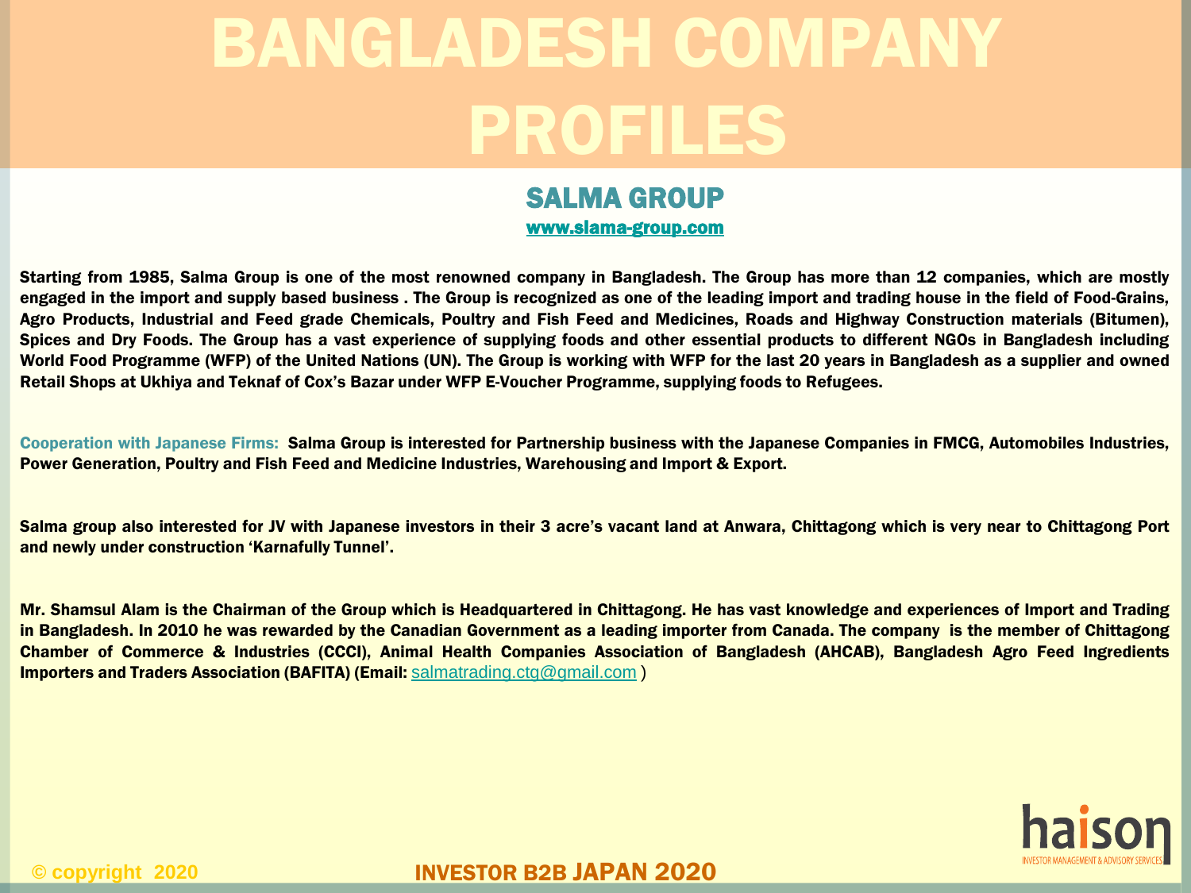# BANGLADESH COMPANY PROFILES

## SALMA GROUP

www.slama-group.com

**Starting from 1985, Salma Group is one of the most renowned company in Bangladesh. The Group has more than 12 companies, which are mostly engaged in the import and supply based business . The Group is recognized as one of the leading import and trading house in the field of Food-Grains, Agro Products, Industrial and Feed grade Chemicals, Poultry and Fish Feed and Medicines, Roads and Highway Construction materials (Bitumen), Spices and Dry Foods. The Group has a vast experience of supplying foods and other essential products to different NGOs in Bangladesh including World Food Programme (WFP) of the United Nations (UN). The Group is working with WFP for the last 20 years in Bangladesh as a supplier and owned Retail Shops at Ukhiya and Teknaf of Cox's Bazar under WFP E-Voucher Programme, supplying foods to Refugees.**

**Cooperation with Japanese Firms:** **Salma Group is interested for Partnership business with the Japanese Companies in FMCG, Automobiles Industries, Power Generation, Poultry and Fish Feed and Medicine Industries, Warehousing and Import & Export.**

**Salma group also interested for JV with Japanese investors in their 3 acre's vacant land at Anwara, Chittagong which is very near to Chittagong Port and newly under construction 'Karnafully Tunnel'.**

**Mr. Shamsul Alam is the Chairman of the Group which is Headquartered in Chittagong. He has vast knowledge and experiences of Import and Trading in Bangladesh. In 2010 he was rewarded by the Canadian Government as a leading importer from Canada. The company is the member of Chittagong Chamber of Commerce & Industries (CCCI), Animal Health Companies Association of Bangladesh (AHCAB), Bangladesh Agro Feed Ingredients Importers and Traders Association (BAFITA) (Email:** salmatrading.ctg@gmail.com )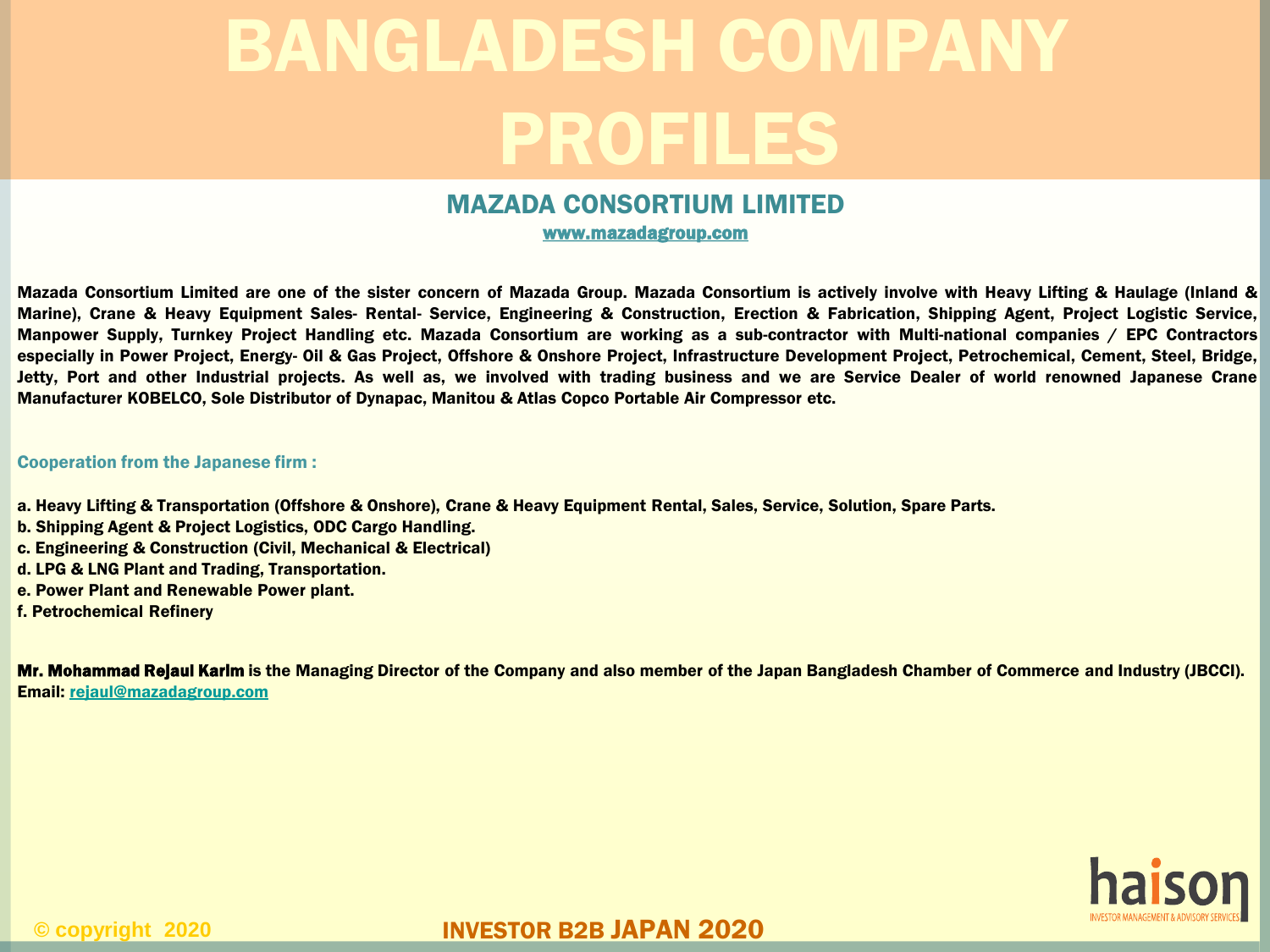# BANGLADESH COMPANY PROFILES

## MAZADA CONSORTIUM LIMITED

www.mazadagroup.com

**Mazada Consortium Limited are one of the sister concern of Mazada Group. Mazada Consortium is actively involve with Heavy Lifting & Haulage (Inland & Marine), Crane & Heavy Equipment Sales- Rental- Service, Engineering & Construction, Erection & Fabrication, Shipping Agent, Project Logistic Service, Manpower Supply, Turnkey Project Handling etc. Mazada Consortium are working as a sub-contractor with Multi-national companies / EPC Contractors especially in Power Project, Energy- Oil & Gas Project, Offshore & Onshore Project, Infrastructure Development Project, Petrochemical, Cement, Steel, Bridge, Jetty, Port and other Industrial projects. As well as, we involved with trading business and we are Service Dealer of world renowned Japanese Crane Manufacturer KOBELCO, Sole Distributor of Dynapac, Manitou & Atlas Copco Portable Air Compressor etc.**

**Cooperation from the Japanese firm :**

**a. Heavy Lifting & Transportation (Offshore & Onshore), Crane & Heavy Equipment Rental, Sales, Service, Solution, Spare Parts.**
**b. Shipping Agent & Project Logistics, ODC Cargo Handling.**
**c. Engineering & Construction (Civil, Mechanical & Electrical)**
**d. LPG & LNG Plant and Trading, Transportation.**
**e. Power Plant and Renewable Power plant.**
**f. Petrochemical Refinery**

**Mr. Mohammad Rejaul Karim is the Managing Director of the Company and also member of the Japan Bangladesh Chamber of Commerce and Industry (JBCCI).**
**Email: rejaul@mazadagroup.com**

haison
INVESTOR MANAGEMENT & ADVISORY SERVICES

© copyright 2020

INVESTOR B2B JAPAN 2020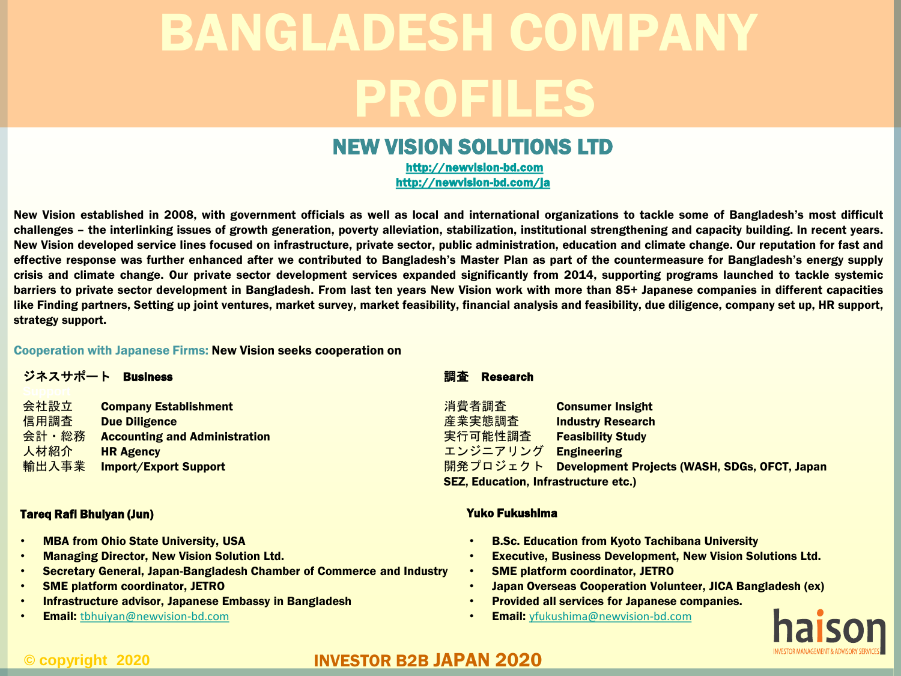# BANGLADESH COMPANY PROFILES

## NEW VISION SOLUTIONS LTD

http://newvision-bd.com
http://newvision-bd.com/ja

New Vision established in 2008, with government officials as well as local and international organizations to tackle some of Bangladesh's most difficult challenges – the interlinking issues of growth generation, poverty alleviation, stabilization, institutional strengthening and capacity building. In recent years. New Vision developed service lines focused on infrastructure, private sector, public administration, education and climate change. Our reputation for fast and effective response was further enhanced after we contributed to Bangladesh's Master Plan as part of the countermeasure for Bangladesh's energy supply crisis and climate change. Our private sector development services expanded significantly from 2014, supporting programs launched to tackle systemic barriers to private sector development in Bangladesh. From last ten years New Vision work with more than 85+ Japanese companies in different capacities like Finding partners, Setting up joint ventures, market survey, market feasibility, financial analysis and feasibility, due diligence, company set up, HR support, strategy support.

**Cooperation with Japanese Firms:** New Vision seeks cooperation on

**ジネスサポート　Business Support**

| | |
|---|---|
| 会社設立 | **Company Establishment** |
| 信用調査 | **Due Diligence** |
| 会計・総務 | **Accounting and Administration** |
| 人材紹介 | **HR Agency** |
| 輸出入事業 | **Import/Export Support** |

**調査　Research**

| | |
|---|---|
| 消費者調査 | **Consumer Insight** |
| 産業実態調査 | **Industry Research** |
| 実行可能性調査 | **Feasibility Study** |
| エンジニアリング | **Engineering** |
| 開発プロジェクト | **Development Projects (WASH, SDGs, OFCT, Japan SEZ, Education, Infrastructure etc.)** |

**Tareq Rafi Bhuiyan (Jun)**

- MBA from Ohio State University, USA
- Managing Director, New Vision Solution Ltd.
- Secretary General, Japan-Bangladesh Chamber of Commerce and Industry
- SME platform coordinator, JETRO
- Infrastructure advisor, Japanese Embassy in Bangladesh
- **Email:** tbhuiyan@newvision-bd.com

**Yuko Fukushima**

- B.Sc. Education from Kyoto Tachibana University
- Executive, Business Development, New Vision Solutions Ltd.
- SME platform coordinator, JETRO
- Japan Overseas Cooperation Volunteer, JICA Bangladesh (ex)
- Provided all services for Japanese companies.
- **Email:** yfukushima@newvision-bd.com

© copyright 2020

INVESTOR B2B JAPAN 2020

haison INVESTOR MANAGEMENT & ADVISORY SERVICES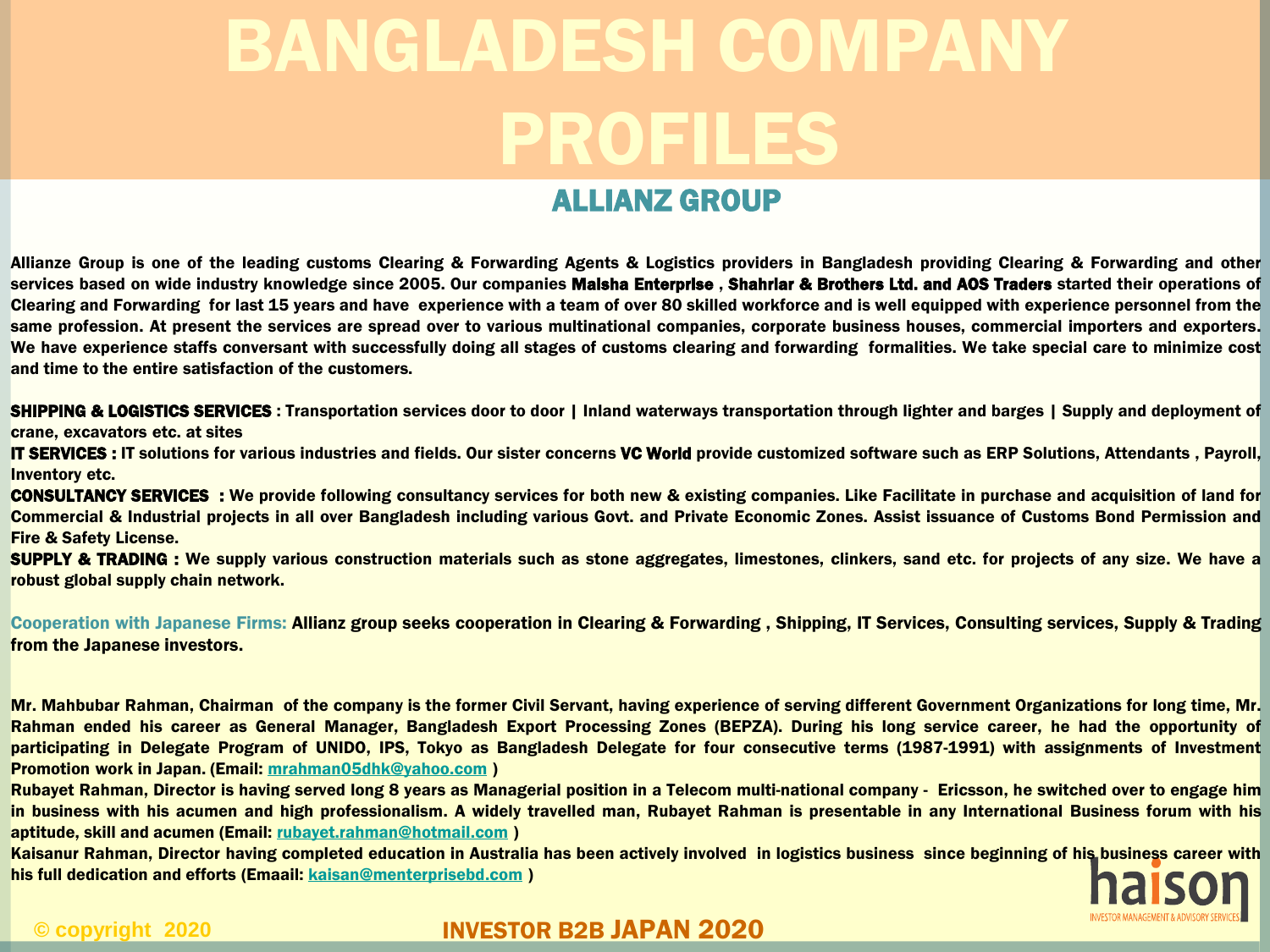# BANGLADESH COMPANY PROFILES

## ALLIANZ GROUP

Allianze Group is one of the leading customs Clearing & Forwarding Agents & Logistics providers in Bangladesh providing Clearing & Forwarding and other services based on wide industry knowledge since 2005. Our companies **Maisha Enterprise** , **Shahriar & Brothers Ltd. and AOS Traders** started their operations of Clearing and Forwarding for last 15 years and have experience with a team of over 80 skilled workforce and is well equipped with experience personnel from the same profession. At present the services are spread over to various multinational companies, corporate business houses, commercial importers and exporters. We have experience staffs conversant with successfully doing all stages of customs clearing and forwarding formalities. We take special care to minimize cost and time to the entire satisfaction of the customers.

**SHIPPING & LOGISTICS SERVICES** : Transportation services door to door | Inland waterways transportation through lighter and barges | Supply and deployment of crane, excavators etc. at sites

**IT SERVICES :** IT solutions for various industries and fields. Our sister concerns **VC World** provide customized software such as ERP Solutions, Attendants , Payroll, Inventory etc.

**CONSULTANCY SERVICES :** We provide following consultancy services for both new & existing companies. Like Facilitate in purchase and acquisition of land for Commercial & Industrial projects in all over Bangladesh including various Govt. and Private Economic Zones. Assist issuance of Customs Bond Permission and Fire & Safety License.

**SUPPLY & TRADING :** We supply various construction materials such as stone aggregates, limestones, clinkers, sand etc. for projects of any size. We have a robust global supply chain network.

Cooperation with Japanese Firms: Allianz group seeks cooperation in Clearing & Forwarding , Shipping, IT Services, Consulting services, Supply & Trading from the Japanese investors.

Mr. Mahbubar Rahman, Chairman of the company is the former Civil Servant, having experience of serving different Government Organizations for long time, Mr. Rahman ended his career as General Manager, Bangladesh Export Processing Zones (BEPZA). During his long service career, he had the opportunity of participating in Delegate Program of UNIDO, IPS, Tokyo as Bangladesh Delegate for four consecutive terms (1987-1991) with assignments of Investment Promotion work in Japan. (Email: mrahman05dhk@yahoo.com )

Rubayet Rahman, Director is having served long 8 years as Managerial position in a Telecom multi-national company - Ericsson, he switched over to engage him in business with his acumen and high professionalism. A widely travelled man, Rubayet Rahman is presentable in any International Business forum with his aptitude, skill and acumen (Email: rubayet.rahman@hotmail.com )

Kaisanur Rahman, Director having completed education in Australia has been actively involved in logistics business since beginning of his business career with his full dedication and efforts (Emaail: kaisan@menterprisebd.com )

haison
INVESTOR MANAGEMENT & ADVISORY SERVICES

© copyright 2020

INVESTOR B2B JAPAN 2020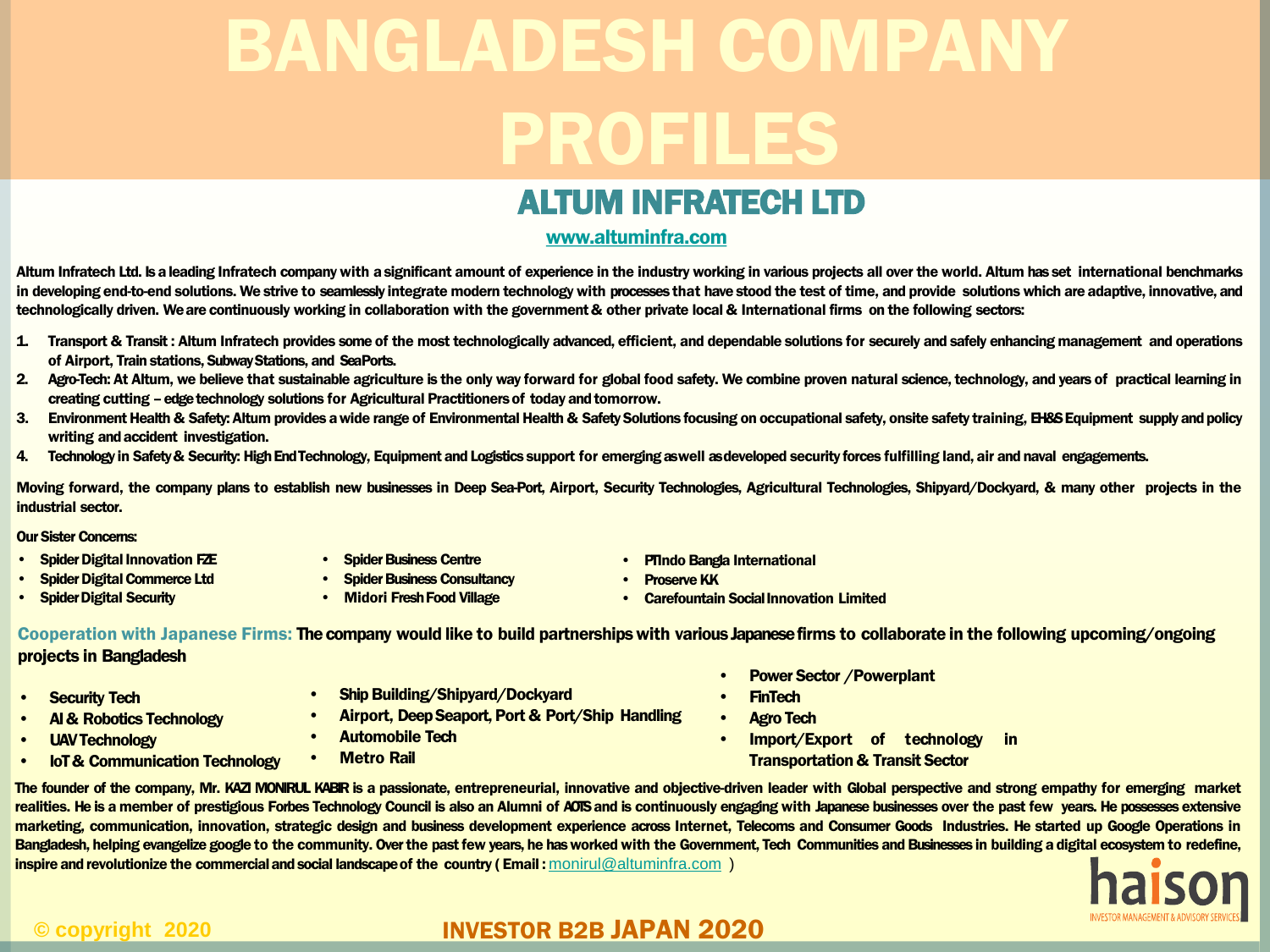# BANGLADESH COMPANY PROFILES

## ALTUM INFRATECH LTD

www.altuminfra.com

Altum Infratech Ltd. Is a leading Infratech company with a significant amount of experience in the industry working in various projects all over the world. Altum has set international benchmarks in developing end-to-end solutions. We strive to seamlessly integrate modern technology with processes that have stood the test of time, and provide solutions which are adaptive, innovative, and technologically driven. We are continuously working in collaboration with the government & other private local & International firms on the following sectors:

1. Transport & Transit : Altum Infratech provides some of the most technologically advanced, efficient, and dependable solutions for securely and safely enhancing management and operations of Airport, Train stations, Subway Stations, and SeaPorts.
2. Agro-Tech: At Altum, we believe that sustainable agriculture is the only way forward for global food safety. We combine proven natural science, technology, and years of practical learning in creating cutting – edge technology solutions for Agricultural Practitioners of today and tomorrow.
3. Environment Health & Safety: Altum provides a wide range of Environmental Health & Safety Solutions focusing on occupational safety, onsite safety training, EH&S Equipment supply and policy writing and accident investigation.
4. Technology in Safety & Security: High End Technology, Equipment and Logistics support for emerging aswell asdeveloped security forces fulfilling land, air and naval engagements.

Moving forward, the company plans to establish new businesses in Deep Sea-Port, Airport, Security Technologies, Agricultural Technologies, Shipyard/Dockyard, & many other projects in the industrial sector.

**Our Sister Concerns:**

- Spider Digital Innovation FZE
- Spider Digital Commerce Ltd
- Spider Digital Security
- Spider Business Centre
- Spider Business Consultancy
- Midori Fresh Food Village
- PTIndo Bangla International
- Proserve KK
- Carefountain Social Innovation Limited

**Cooperation with Japanese Firms:** The company would like to build partnerships with various Japanese firms to collaborate in the following upcoming/ongoing projects in Bangladesh

- Security Tech
- AI & Robotics Technology
- UAV Technology
- IoT & Communication Technology
- Ship Building/Shipyard/Dockyard
- Airport, Deep Seaport, Port & Port/Ship Handling
- Automobile Tech
- Metro Rail
- Power Sector /Powerplant
- FinTech
- Agro Tech
- Import/Export of technology in Transportation & Transit Sector

The founder of the company, Mr. KAZI MONIRUL KABIR is a passionate, entrepreneurial, innovative and objective-driven leader with Global perspective and strong empathy for emerging market realities. He is a member of prestigious Forbes Technology Council is also an Alumni of AOTS and is continuously engaging with Japanese businesses over the past few years. He possesses extensive marketing, communication, innovation, strategic design and business development experience across Internet, Telecoms and Consumer Goods Industries. He started up Google Operations in Bangladesh, helping evangelize google to the community. Over the past few years, he has worked with the Government, Tech Communities and Businesses in building a digital ecosystem to redefine, inspire and revolutionize the commercial and social landscape of the country ( Email : monirul@altuminfra.com )

haison INVESTOR MANAGEMENT & ADVISORY SERVICES

© copyright 2020

INVESTOR B2B JAPAN 2020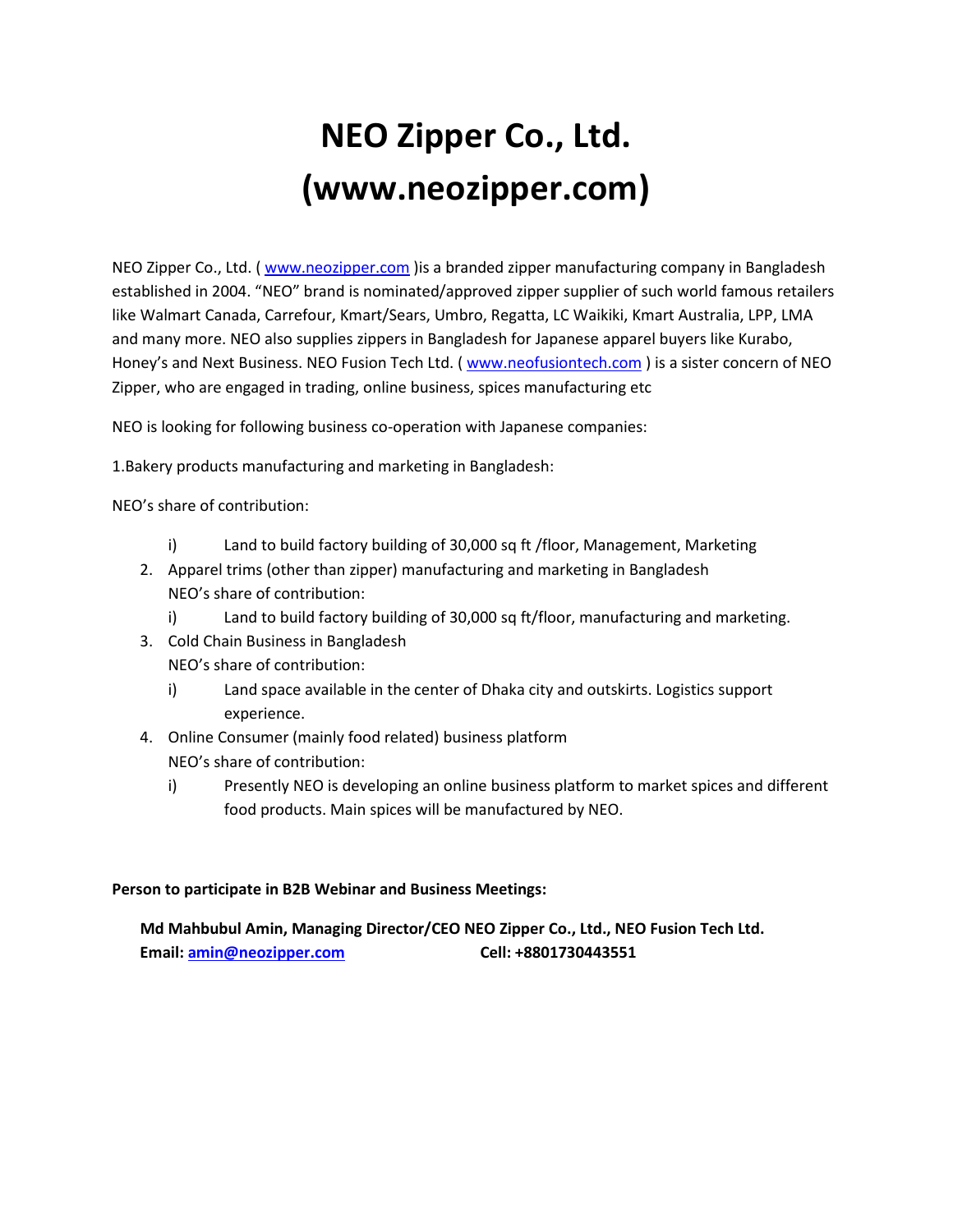# NEO Zipper Co., Ltd.
# (www.neozipper.com)

NEO Zipper Co., Ltd. ( www.neozipper.com )is a branded zipper manufacturing company in Bangladesh established in 2004. "NEO" brand is nominated/approved zipper supplier of such world famous retailers like Walmart Canada, Carrefour, Kmart/Sears, Umbro, Regatta, LC Waikiki, Kmart Australia, LPP, LMA and many more. NEO also supplies zippers in Bangladesh for Japanese apparel buyers like Kurabo, Honey's and Next Business. NEO Fusion Tech Ltd. ( www.neofusiontech.com ) is a sister concern of NEO Zipper, who are engaged in trading, online business, spices manufacturing etc

NEO is looking for following business co-operation with Japanese companies:

1.Bakery products manufacturing and marketing in Bangladesh:

NEO's share of contribution:

   i) Land to build factory building of 30,000 sq ft /floor, Management, Marketing

2. Apparel trims (other than zipper) manufacturing and marketing in Bangladesh
   NEO's share of contribution:
   i) Land to build factory building of 30,000 sq ft/floor, manufacturing and marketing.
3. Cold Chain Business in Bangladesh
   NEO's share of contribution:
   i) Land space available in the center of Dhaka city and outskirts. Logistics support experience.
4. Online Consumer (mainly food related) business platform
   NEO's share of contribution:
   i) Presently NEO is developing an online business platform to market spices and different food products. Main spices will be manufactured by NEO.

**Person to participate in B2B Webinar and Business Meetings:**

**Md Mahbubul Amin, Managing Director/CEO NEO Zipper Co., Ltd., NEO Fusion Tech Ltd.**
**Email: amin@neozipper.com Cell: +8801730443551**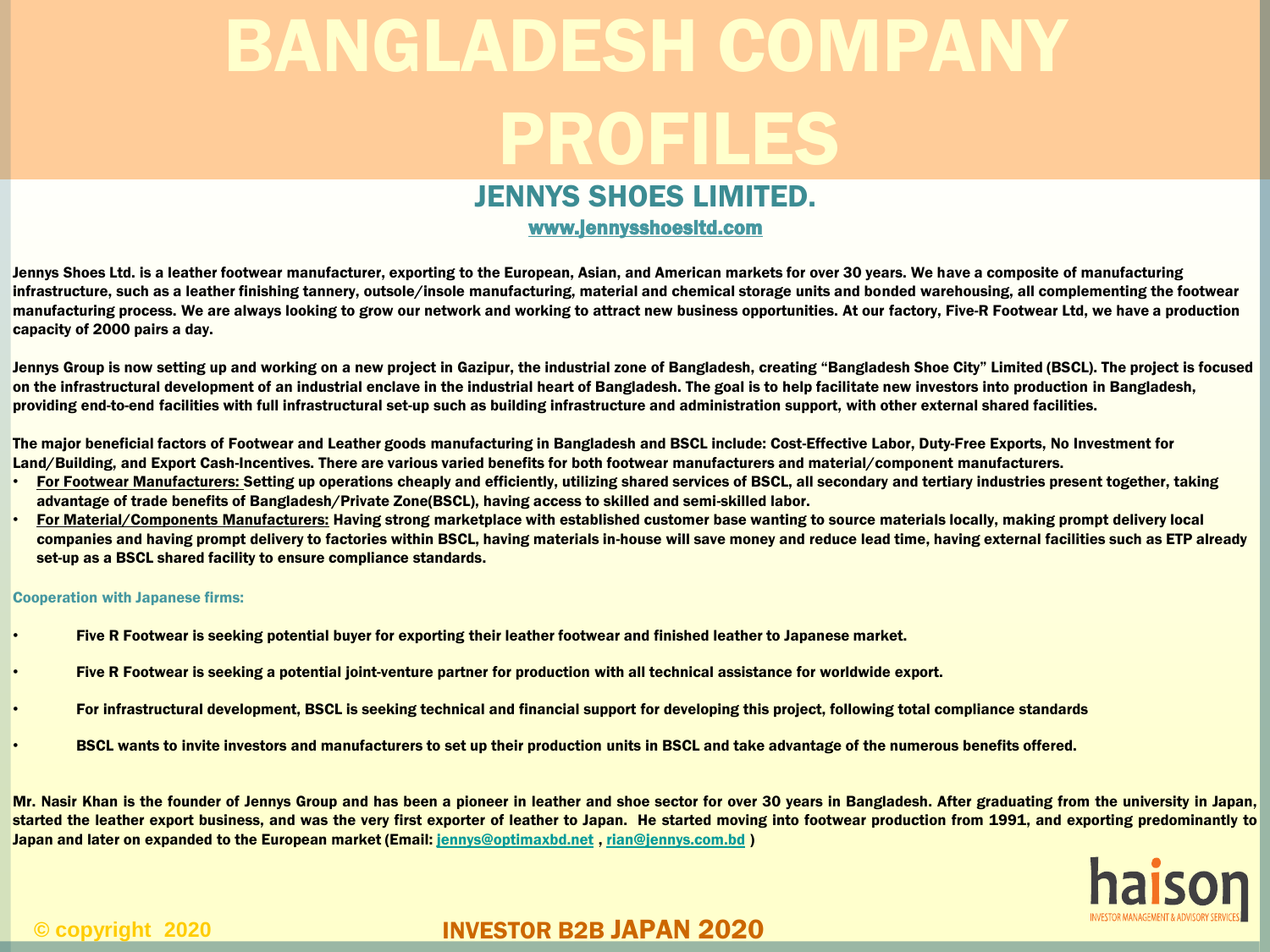# BANGLADESH COMPANY PROFILES

## JENNYS SHOES LIMITED.

[www.jennysshoesltd.com](http://www.jennysshoesltd.com)

**Jennys Shoes Ltd. is a leather footwear manufacturer, exporting to the European, Asian, and American markets for over 30 years. We have a composite of manufacturing infrastructure, such as a leather finishing tannery, outsole/insole manufacturing, material and chemical storage units and bonded warehousing, all complementing the footwear manufacturing process. We are always looking to grow our network and working to attract new business opportunities. At our factory, Five-R Footwear Ltd, we have a production capacity of 2000 pairs a day.**

**Jennys Group is now setting up and working on a new project in Gazipur, the industrial zone of Bangladesh, creating "Bangladesh Shoe City" Limited (BSCL). The project is focused on the infrastructural development of an industrial enclave in the industrial heart of Bangladesh. The goal is to help facilitate new investors into production in Bangladesh, providing end-to-end facilities with full infrastructural set-up such as building infrastructure and administration support, with other external shared facilities.**

**The major beneficial factors of Footwear and Leather goods manufacturing in Bangladesh and BSCL include: Cost-Effective Labor, Duty-Free Exports, No Investment for Land/Building, and Export Cash-Incentives. There are various varied benefits for both footwear manufacturers and material/component manufacturers.**

- **For Footwear Manufacturers: Setting up operations cheaply and efficiently, utilizing shared services of BSCL, all secondary and tertiary industries present together, taking advantage of trade benefits of Bangladesh/Private Zone(BSCL), having access to skilled and semi-skilled labor.**
- **For Material/Components Manufacturers: Having strong marketplace with established customer base wanting to source materials locally, making prompt delivery local companies and having prompt delivery to factories within BSCL, having materials in-house will save money and reduce lead time, having external facilities such as ETP already set-up as a BSCL shared facility to ensure compliance standards.**

**Cooperation with Japanese firms:**

- **Five R Footwear is seeking potential buyer for exporting their leather footwear and finished leather to Japanese market.**
- **Five R Footwear is seeking a potential joint-venture partner for production with all technical assistance for worldwide export.**
- **For infrastructural development, BSCL is seeking technical and financial support for developing this project, following total compliance standards**
- **BSCL wants to invite investors and manufacturers to set up their production units in BSCL and take advantage of the numerous benefits offered.**

**Mr. Nasir Khan is the founder of Jennys Group and has been a pioneer in leather and shoe sector for over 30 years in Bangladesh. After graduating from the university in Japan, started the leather export business, and was the very first exporter of leather to Japan. He started moving into footwear production from 1991, and exporting predominantly to Japan and later on expanded to the European market (Email: jennys@optimaxbd.net , rian@jennys.com.bd )**

© copyright 2020

INVESTOR B2B JAPAN 2020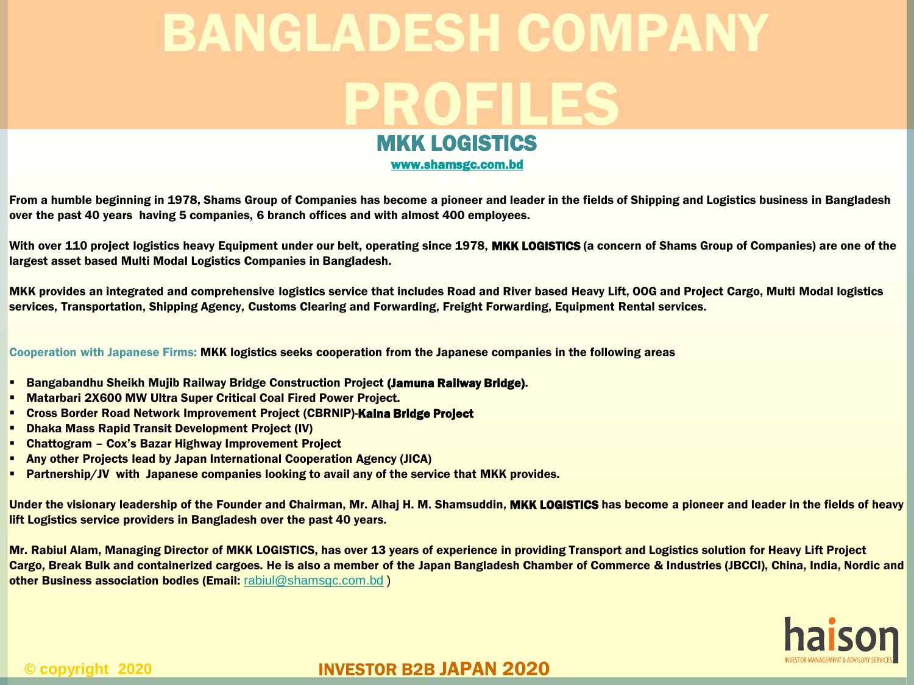# BANGLADESH COMPANY PROFILES

## MKK LOGISTICS

www.shamsgc.com.bd

**From a humble beginning in 1978, Shams Group of Companies has become a pioneer and leader in the fields of Shipping and Logistics business in Bangladesh over the past 40 years having 5 companies, 6 branch offices and with almost 400 employees.**

**With over 110 project logistics heavy Equipment under our belt, operating since 1978, MKK LOGISTICS (a concern of Shams Group of Companies) are one of the largest asset based Multi Modal Logistics Companies in Bangladesh.**

**MKK provides an integrated and comprehensive logistics service that includes Road and River based Heavy Lift, OOG and Project Cargo, Multi Modal logistics services, Transportation, Shipping Agency, Customs Clearing and Forwarding, Freight Forwarding, Equipment Rental services.**

**Cooperation with Japanese Firms: MKK logistics seeks cooperation from the Japanese companies in the following areas**

- **Bangabandhu Sheikh Mujib Railway Bridge Construction Project (Jamuna Railway Bridge).**
- **Matarbari 2X600 MW Ultra Super Critical Coal Fired Power Project.**
- **Cross Border Road Network Improvement Project (CBRNIP)-Kalna Bridge Project**
- **Dhaka Mass Rapid Transit Development Project (IV)**
- **Chattogram – Cox's Bazar Highway Improvement Project**
- **Any other Projects lead by Japan International Cooperation Agency (JICA)**
- **Partnership/JV with Japanese companies looking to avail any of the service that MKK provides.**

**Under the visionary leadership of the Founder and Chairman, Mr. Alhaj H. M. Shamsuddin, MKK LOGISTICS has become a pioneer and leader in the fields of heavy lift Logistics service providers in Bangladesh over the past 40 years.**

**Mr. Rabiul Alam, Managing Director of MKK LOGISTICS, has over 13 years of experience in providing Transport and Logistics solution for Heavy Lift Project Cargo, Break Bulk and containerized cargoes. He is also a member of the Japan Bangladesh Chamber of Commerce & Industries (JBCCI), China, India, Nordic and other Business association bodies (Email:** rabiul@shamsgc.com.bd )

© copyright 2020

INVESTOR B2B JAPAN 2020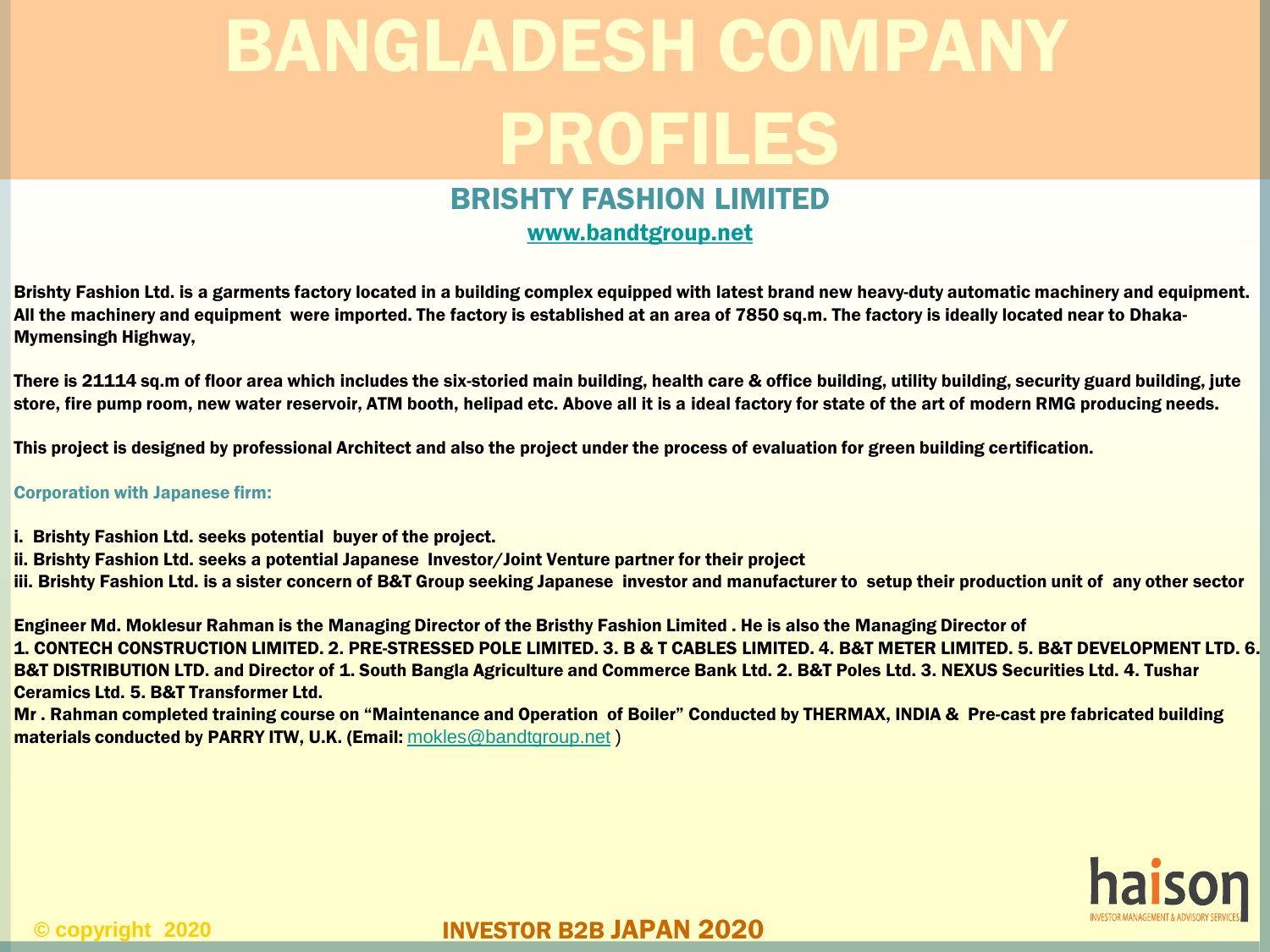# BANGLADESH COMPANY PROFILES

## BRISHTY FASHION LIMITED

www.bandtgroup.net

**Brishty Fashion Ltd. is a garments factory located in a building complex equipped with latest brand new heavy-duty automatic machinery and equipment. All the machinery and equipment were imported. The factory is established at an area of 7850 sq.m. The factory is ideally located near to Dhaka-Mymensingh Highway,**

**There is 21114 sq.m of floor area which includes the six-storied main building, health care & office building, utility building, security guard building, jute store, fire pump room, new water reservoir, ATM booth, helipad etc. Above all it is a ideal factory for state of the art of modern RMG producing needs.**

**This project is designed by professional Architect and also the project under the process of evaluation for green building certification.**

**Corporation with Japanese firm:**

**i. Brishty Fashion Ltd. seeks potential buyer of the project.**
**ii. Brishty Fashion Ltd. seeks a potential Japanese Investor/Joint Venture partner for their project**
**iii. Brishty Fashion Ltd. is a sister concern of B&T Group seeking Japanese investor and manufacturer to setup their production unit of any other sector**

**Engineer Md. Moklesur Rahman is the Managing Director of the Bristhy Fashion Limited . He is also the Managing Director of 1. CONTECH CONSTRUCTION LIMITED. 2. PRE-STRESSED POLE LIMITED. 3. B & T CABLES LIMITED. 4. B&T METER LIMITED. 5. B&T DEVELOPMENT LTD. 6. B&T DISTRIBUTION LTD. and Director of 1. South Bangla Agriculture and Commerce Bank Ltd. 2. B&T Poles Ltd. 3. NEXUS Securities Ltd. 4. Tushar Ceramics Ltd. 5. B&T Transformer Ltd.**
**Mr . Rahman completed training course on "Maintenance and Operation of Boiler" Conducted by THERMAX, INDIA & Pre-cast pre fabricated building materials conducted by PARRY ITW, U.K. (Email:** mokles@bandtgroup.net )

haison INVESTOR MANAGEMENT & ADVISORY SERVICES

© copyright 2020

INVESTOR B2B JAPAN 2020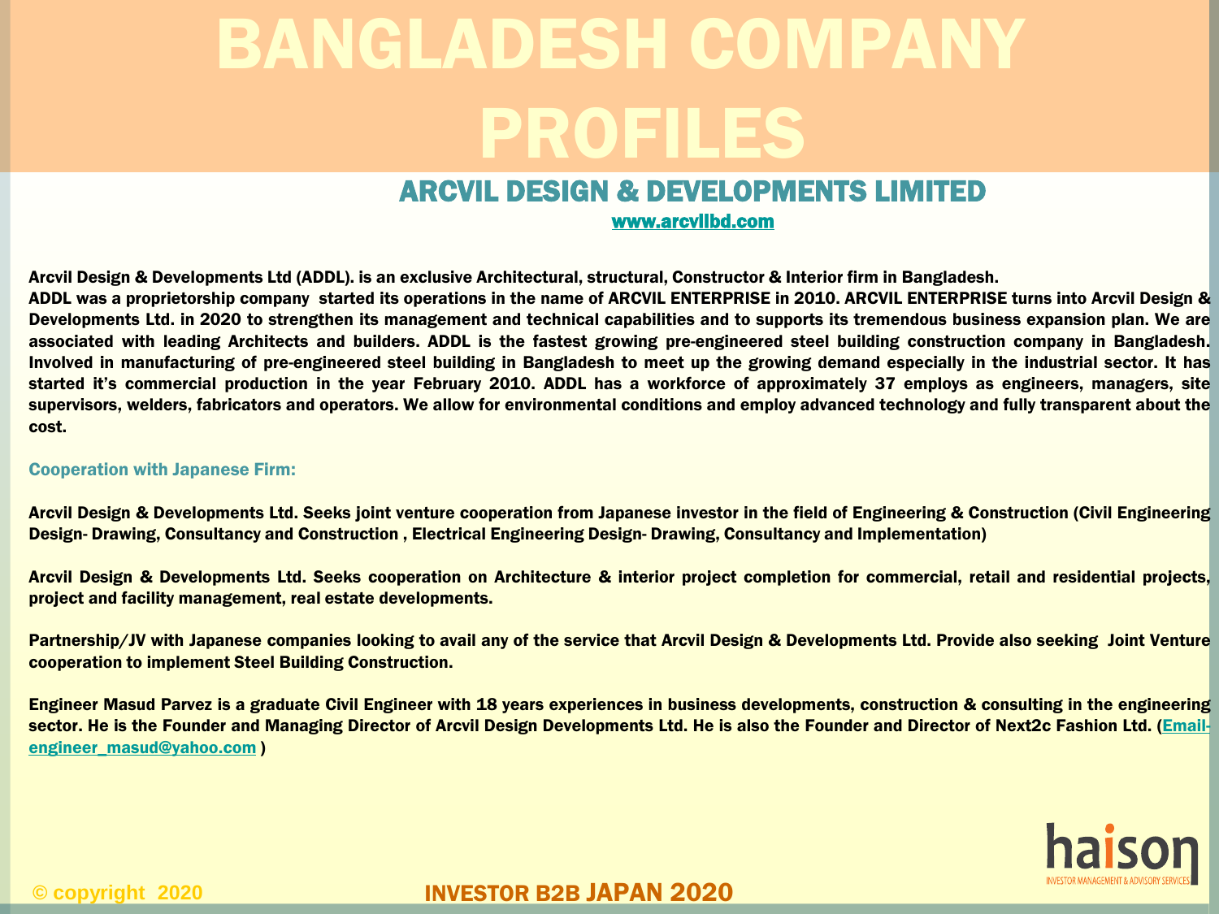# BANGLADESH COMPANY PROFILES

## ARCVIL DESIGN & DEVELOPMENTS LIMITED

www.arcvilbd.com

**Arcvil Design & Developments Ltd (ADDL). is an exclusive Architectural, structural, Constructor & Interior firm in Bangladesh.**
**ADDL was a proprietorship company started its operations in the name of ARCVIL ENTERPRISE in 2010. ARCVIL ENTERPRISE turns into Arcvil Design & Developments Ltd. in 2020 to strengthen its management and technical capabilities and to supports its tremendous business expansion plan. We are associated with leading Architects and builders. ADDL is the fastest growing pre-engineered steel building construction company in Bangladesh. Involved in manufacturing of pre-engineered steel building in Bangladesh to meet up the growing demand especially in the industrial sector. It has started it's commercial production in the year February 2010. ADDL has a workforce of approximately 37 employs as engineers, managers, site supervisors, welders, fabricators and operators. We allow for environmental conditions and employ advanced technology and fully transparent about the cost.**

### Cooperation with Japanese Firm:

**Arcvil Design & Developments Ltd. Seeks joint venture cooperation from Japanese investor in the field of Engineering & Construction (Civil Engineering Design- Drawing, Consultancy and Construction , Electrical Engineering Design- Drawing, Consultancy and Implementation)**

**Arcvil Design & Developments Ltd. Seeks cooperation on Architecture & interior project completion for commercial, retail and residential projects, project and facility management, real estate developments.**

**Partnership/JV with Japanese companies looking to avail any of the service that Arcvil Design & Developments Ltd. Provide also seeking Joint Venture cooperation to implement Steel Building Construction.**

**Engineer Masud Parvez is a graduate Civil Engineer with 18 years experiences in business developments, construction & consulting in the engineering sector. He is the Founder and Managing Director of Arcvil Design Developments Ltd. He is also the Founder and Director of Next2c Fashion Ltd. (Email-engineer_masud@yahoo.com )**

haison
INVESTOR MANAGEMENT & ADVISORY SERVICES

© copyright 2020

INVESTOR B2B JAPAN 2020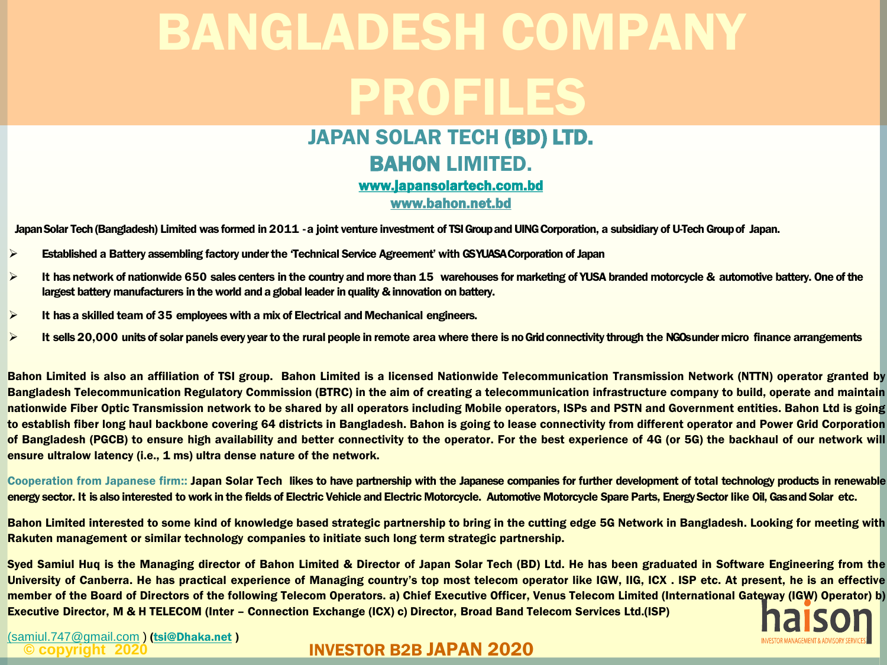# BANGLADESH COMPANY PROFILES

## JAPAN SOLAR TECH (BD) LTD.

## BAHON LIMITED.

www.japansolartech.com.bd

www.bahon.net.bd

Japan Solar Tech (Bangladesh) Limited was formed in 2011 - a joint venture investment of TSI Group and UING Corporation, a subsidiary of U-Tech Group of Japan.

- Established a Battery assembling factory under the 'Technical Service Agreement' with GS YUASA Corporation of Japan
- It has network of nationwide 650 sales centers in the country and more than 15 warehouses for marketing of YUSA branded motorcycle & automotive battery. One of the largest battery manufacturers in the world and a global leader in quality & innovation on battery.
- It has a skilled team of 35 employees with a mix of Electrical and Mechanical engineers.
- It sells 20,000 units of solar panels every year to the rural people in remote area where there is no Grid connectivity through the NGOs under micro finance arrangements

**Bahon Limited is also an affiliation of TSI group. Bahon Limited is a licensed Nationwide Telecommunication Transmission Network (NTTN) operator granted by Bangladesh Telecommunication Regulatory Commission (BTRC) in the aim of creating a telecommunication infrastructure company to build, operate and maintain nationwide Fiber Optic Transmission network to be shared by all operators including Mobile operators, ISPs and PSTN and Government entities. Bahon Ltd is going to establish fiber long haul backbone covering 64 districts in Bangladesh. Bahon is going to lease connectivity from different operator and Power Grid Corporation of Bangladesh (PGCB) to ensure high availability and better connectivity to the operator. For the best experience of 4G (or 5G) the backhaul of our network will ensure ultralow latency (i.e., 1 ms) ultra dense nature of the network.**

**Cooperation from Japanese firm::** Japan Solar Tech likes to have partnership with the Japanese companies for further development of total technology products in renewable energy sector. It is also interested to work in the fields of Electric Vehicle and Electric Motorcycle. Automotive Motorcycle Spare Parts, Energy Sector like Oil, Gas and Solar etc.

**Bahon Limited interested to some kind of knowledge based strategic partnership to bring in the cutting edge 5G Network in Bangladesh. Looking for meeting with Rakuten management or similar technology companies to initiate such long term strategic partnership.**

**Syed Samiul Huq is the Managing director of Bahon Limited & Director of Japan Solar Tech (BD) Ltd. He has been graduated in Software Engineering from the University of Canberra. He has practical experience of Managing country's top most telecom operator like IGW, IIG, ICX . ISP etc. At present, he is an effective member of the Board of Directors of the following Telecom Operators. a) Chief Executive Officer, Venus Telecom Limited (International Gateway (IGW) Operator) b) Executive Director, M & H TELECOM (Inter – Connection Exchange (ICX) c) Director, Broad Band Telecom Services Ltd.(ISP)**

(samiul.747@gmail.com ) (tsi@Dhaka.net )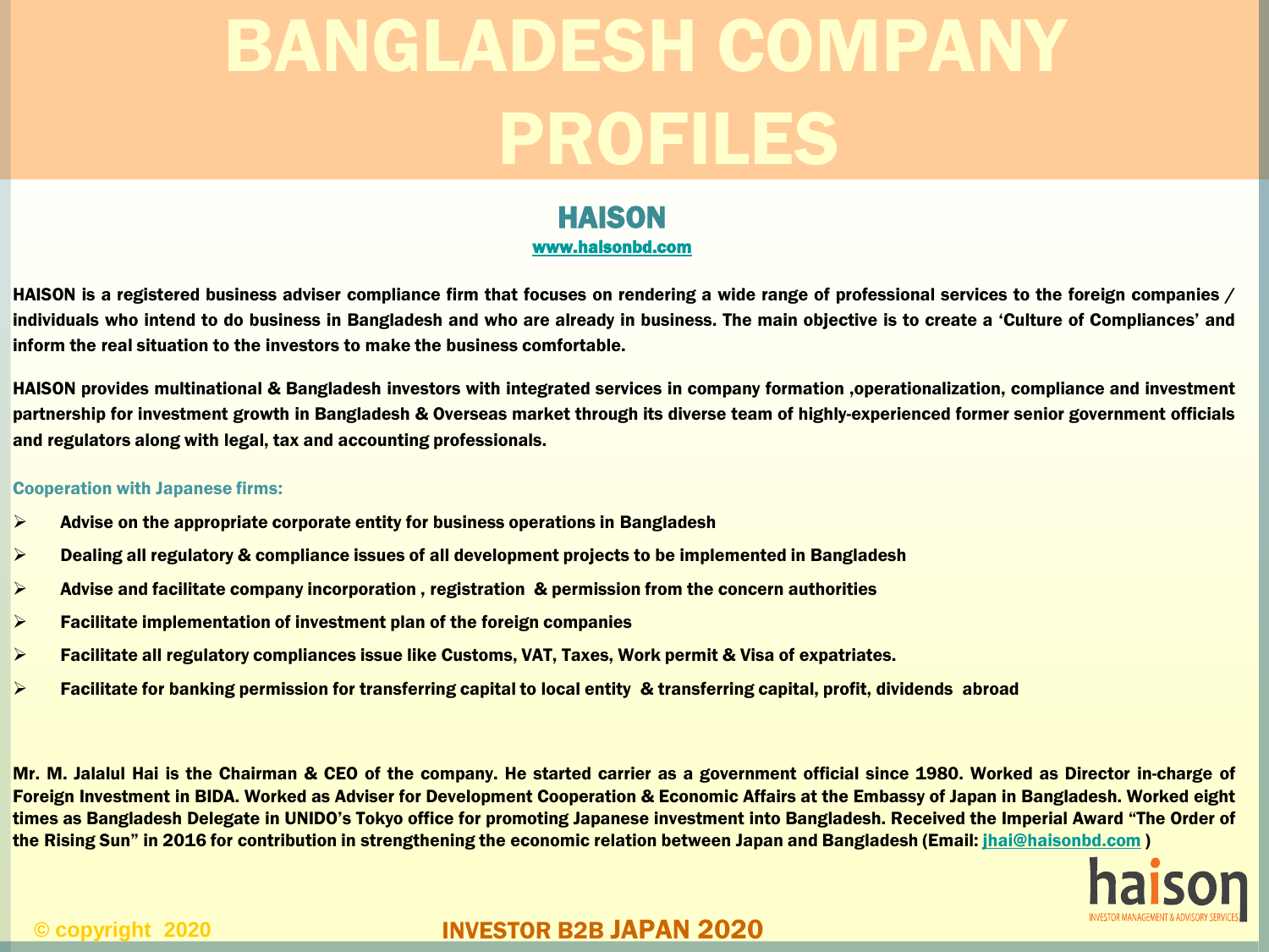# BANGLADESH COMPANY PROFILES

## HAISON

www.haisonbd.com

**HAISON is a registered business adviser compliance firm that focuses on rendering a wide range of professional services to the foreign companies / individuals who intend to do business in Bangladesh and who are already in business. The main objective is to create a 'Culture of Compliances' and inform the real situation to the investors to make the business comfortable.**

**HAISON provides multinational & Bangladesh investors with integrated services in company formation ,operationalization, compliance and investment partnership for investment growth in Bangladesh & Overseas market through its diverse team of highly-experienced former senior government officials and regulators along with legal, tax and accounting professionals.**

**Cooperation with Japanese firms:**

- **Advise on the appropriate corporate entity for business operations in Bangladesh**
- **Dealing all regulatory & compliance issues of all development projects to be implemented in Bangladesh**
- **Advise and facilitate company incorporation , registration & permission from the concern authorities**
- **Facilitate implementation of investment plan of the foreign companies**
- **Facilitate all regulatory compliances issue like Customs, VAT, Taxes, Work permit & Visa of expatriates.**
- **Facilitate for banking permission for transferring capital to local entity & transferring capital, profit, dividends abroad**

**Mr. M. Jalalul Hai is the Chairman & CEO of the company. He started carrier as a government official since 1980. Worked as Director in-charge of Foreign Investment in BIDA. Worked as Adviser for Development Cooperation & Economic Affairs at the Embassy of Japan in Bangladesh. Worked eight times as Bangladesh Delegate in UNIDO's Tokyo office for promoting Japanese investment into Bangladesh. Received the Imperial Award "The Order of the Rising Sun" in 2016 for contribution in strengthening the economic relation between Japan and Bangladesh (Email: jhai@haisonbd.com )**

haison

INVESTOR MANAGEMENT & ADVISORY SERVICES